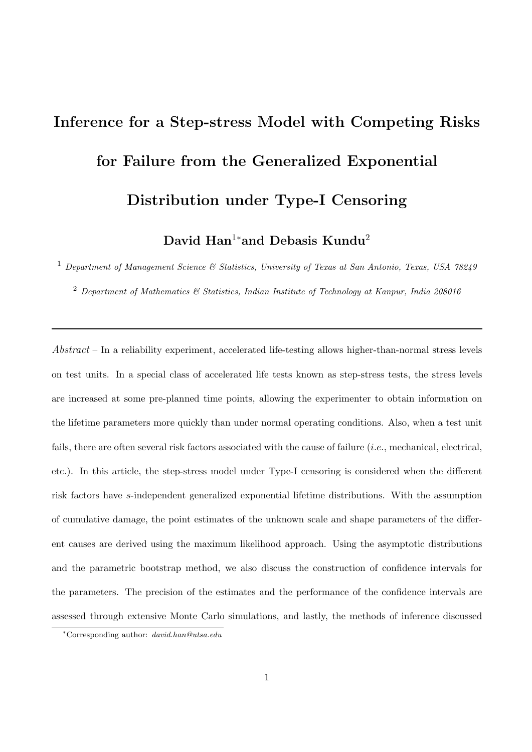# Inference for a Step-stress Model with Competing Risks for Failure from the Generalized Exponential Distribution under Type-I Censoring

**David Han[1]\*and Debasis Kundu[2]**

[1] *Department of Management Science & Statistics, University of Texas at San Antonio, Texas, USA 78249*

[2] *Department of Mathematics & Statistics, Indian Institute of Technology at Kanpur, India 208016*

---

*Abstract* – In a reliability experiment, accelerated life-testing allows higher-than-normal stress levels on test units. In a special class of accelerated life tests known as step-stress tests, the stress levels are increased at some pre-planned time points, allowing the experimenter to obtain information on the lifetime parameters more quickly than under normal operating conditions. Also, when a test unit fails, there are often several risk factors associated with the cause of failure (*i.e.*, mechanical, electrical, etc.). In this article, the step-stress model under Type-I censoring is considered when the different risk factors have *s*-independent generalized exponential lifetime distributions. With the assumption of cumulative damage, the point estimates of the unknown scale and shape parameters of the different causes are derived using the maximum likelihood approach. Using the asymptotic distributions and the parametric bootstrap method, we also discuss the construction of confidence intervals for the parameters. The precision of the estimates and the performance of the confidence intervals are assessed through extensive Monte Carlo simulations, and lastly, the methods of inference discussed

---

\*Corresponding author: *david.han@utsa.edu*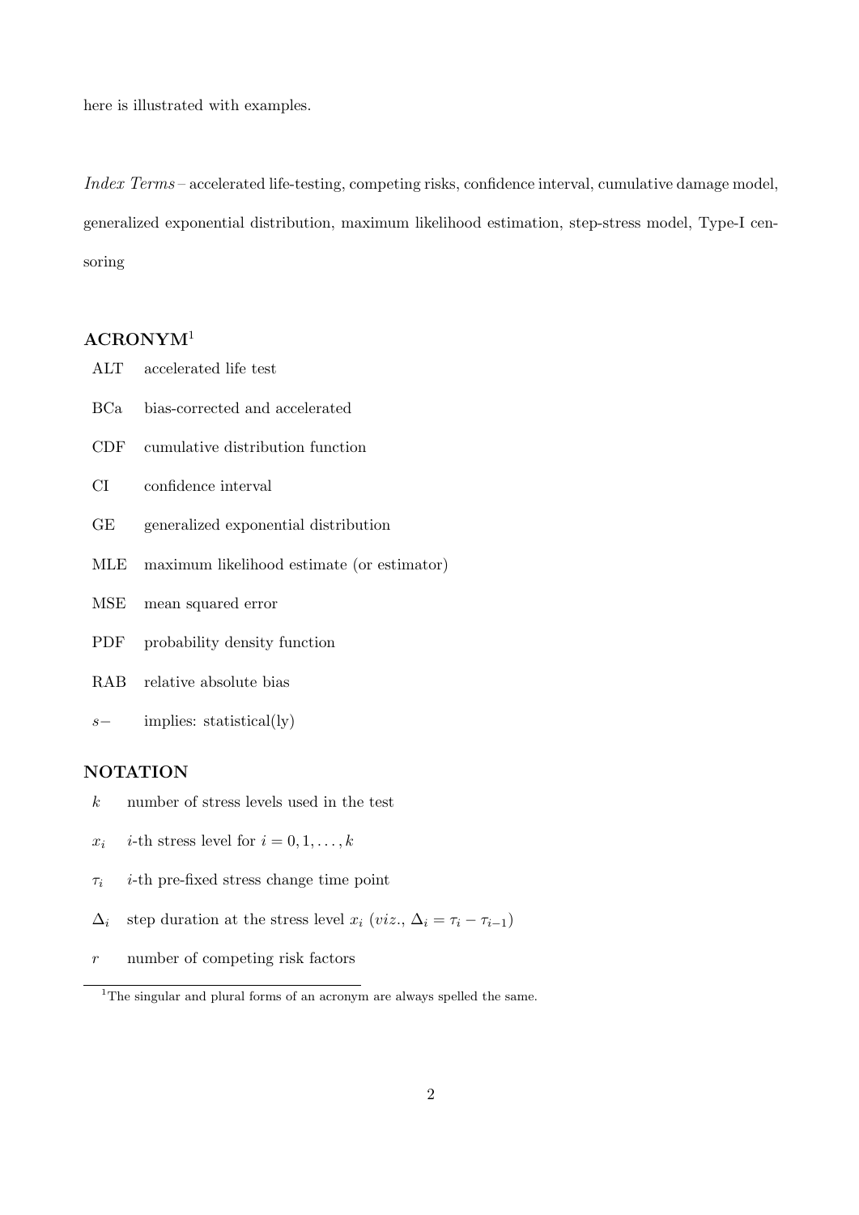here is illustrated with examples.

*Index Terms* – accelerated life-testing, competing risks, confidence interval, cumulative damage model, generalized exponential distribution, maximum likelihood estimation, step-stress model, Type-I censoring

## ACRONYM[1]

- ALT accelerated life test
- BCa bias-corrected and accelerated
- CDF cumulative distribution function
- CI confidence interval
- GE generalized exponential distribution
- MLE maximum likelihood estimate (or estimator)
- MSE mean squared error
- PDF probability density function
- RAB relative absolute bias
- $s-$ implies: statistical(ly)

## NOTATION

- $k$ number of stress levels used in the test
- $x_i$ $i$-th stress level for $i = 0, 1, \ldots, k$
- $\tau_i$ $i$-th pre-fixed stress change time point
- $\Delta_i$ step duration at the stress level $x_i$ (*viz.*, $\Delta_i = \tau_i - \tau_{i-1}$)
- $r$ number of competing risk factors

[1] The singular and plural forms of an acronym are always spelled the same.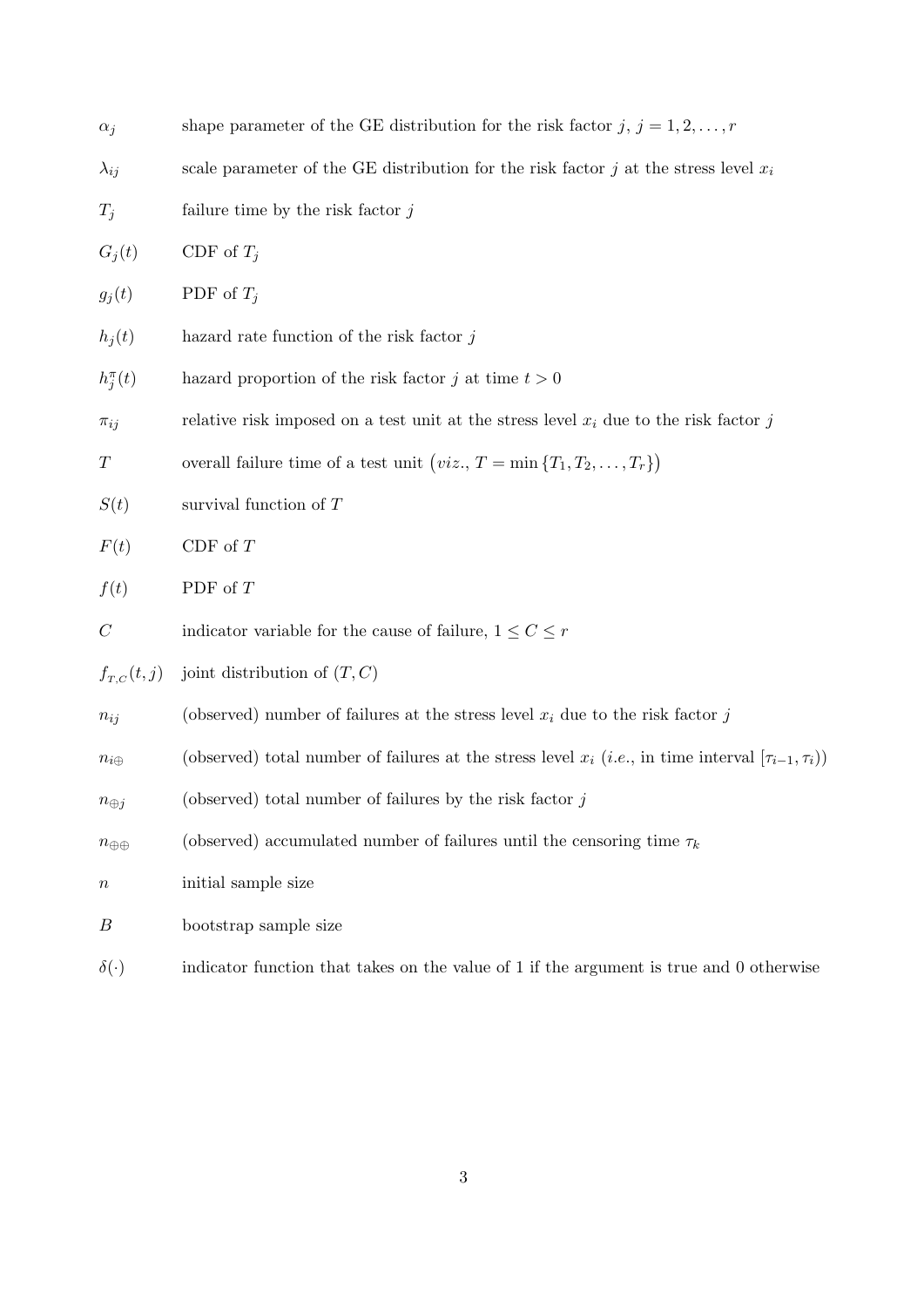| | |
|---|---|
| $\alpha_j$ | shape parameter of the GE distribution for the risk factor $j$, $j = 1, 2, \ldots, r$ |
| $\lambda_{ij}$ | scale parameter of the GE distribution for the risk factor $j$ at the stress level $x_i$ |
| $T_j$ | failure time by the risk factor $j$ |
| $G_j(t)$ | CDF of $T_j$ |
| $g_j(t)$ | PDF of $T_j$ |
| $h_j(t)$ | hazard rate function of the risk factor $j$ |
| $h_j^{\pi}(t)$ | hazard proportion of the risk factor $j$ at time $t > 0$ |
| $\pi_{ij}$ | relative risk imposed on a test unit at the stress level $x_i$ due to the risk factor $j$ |
| $T$ | overall failure time of a test unit $\big(viz., T = \min\{T_1, T_2, \ldots, T_r\}\big)$ |
| $S(t)$ | survival function of $T$ |
| $F(t)$ | CDF of $T$ |
| $f(t)$ | PDF of $T$ |
| $C$ | indicator variable for the cause of failure, $1 \leq C \leq r$ |
| $f_{T,C}(t, j)$ | joint distribution of $(T, C)$ |
| $n_{ij}$ | (observed) number of failures at the stress level $x_i$ due to the risk factor $j$ |
| $n_{i\oplus}$ | (observed) total number of failures at the stress level $x_i$ (*i.e.*, in time interval $[\tau_{i-1}, \tau_i)$) |
| $n_{\oplus j}$ | (observed) total number of failures by the risk factor $j$ |
| $n_{\oplus\oplus}$ | (observed) accumulated number of failures until the censoring time $\tau_k$ |
| $n$ | initial sample size |
| $B$ | bootstrap sample size |
| $\delta(\cdot)$ | indicator function that takes on the value of 1 if the argument is true and 0 otherwise |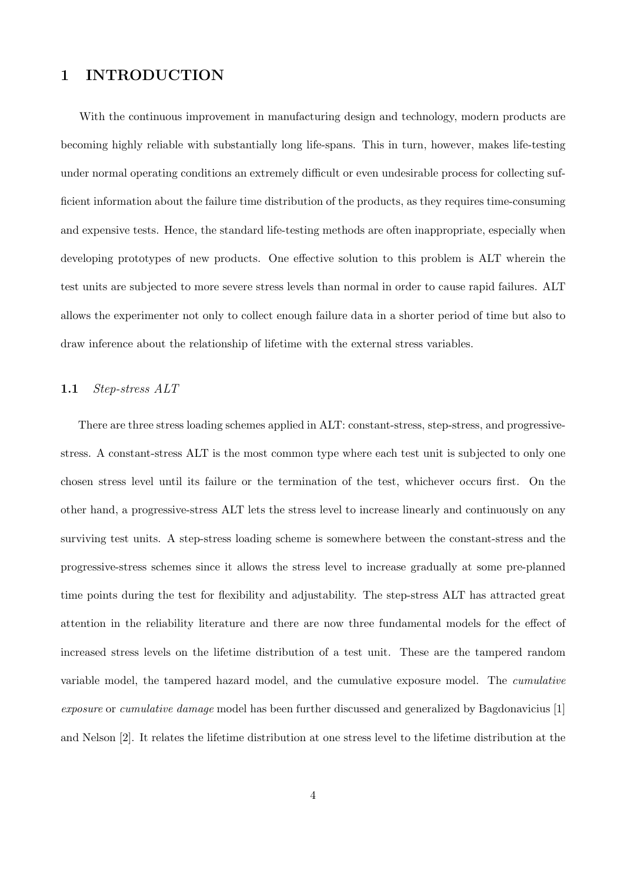# 1 INTRODUCTION

With the continuous improvement in manufacturing design and technology, modern products are becoming highly reliable with substantially long life-spans. This in turn, however, makes life-testing under normal operating conditions an extremely difficult or even undesirable process for collecting sufficient information about the failure time distribution of the products, as they requires time-consuming and expensive tests. Hence, the standard life-testing methods are often inappropriate, especially when developing prototypes of new products. One effective solution to this problem is ALT wherein the test units are subjected to more severe stress levels than normal in order to cause rapid failures. ALT allows the experimenter not only to collect enough failure data in a shorter period of time but also to draw inference about the relationship of lifetime with the external stress variables.

## 1.1 *Step-stress ALT*

There are three stress loading schemes applied in ALT: constant-stress, step-stress, and progressive-stress. A constant-stress ALT is the most common type where each test unit is subjected to only one chosen stress level until its failure or the termination of the test, whichever occurs first. On the other hand, a progressive-stress ALT lets the stress level to increase linearly and continuously on any surviving test units. A step-stress loading scheme is somewhere between the constant-stress and the progressive-stress schemes since it allows the stress level to increase gradually at some pre-planned time points during the test for flexibility and adjustability. The step-stress ALT has attracted great attention in the reliability literature and there are now three fundamental models for the effect of increased stress levels on the lifetime distribution of a test unit. These are the tampered random variable model, the tampered hazard model, and the cumulative exposure model. The *cumulative exposure* or *cumulative damage* model has been further discussed and generalized by Bagdonavicius [1] and Nelson [2]. It relates the lifetime distribution at one stress level to the lifetime distribution at the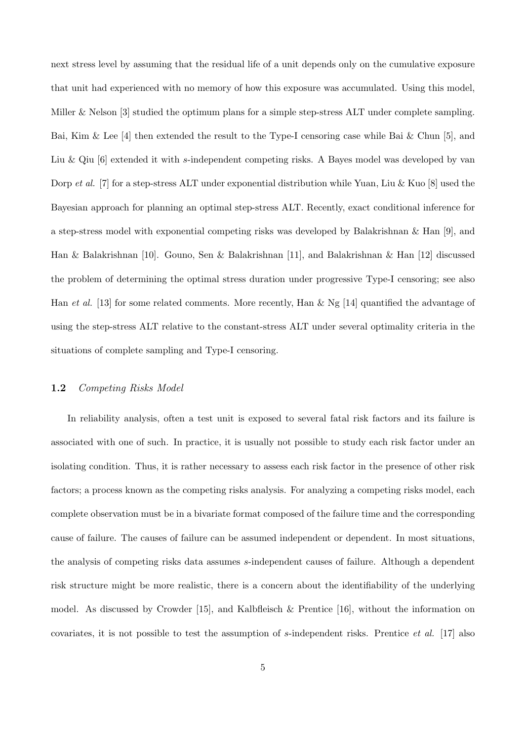next stress level by assuming that the residual life of a unit depends only on the cumulative exposure that unit had experienced with no memory of how this exposure was accumulated. Using this model, Miller & Nelson [3] studied the optimum plans for a simple step-stress ALT under complete sampling. Bai, Kim & Lee [4] then extended the result to the Type-I censoring case while Bai & Chun [5], and Liu & Qiu [6] extended it with *s*-independent competing risks. A Bayes model was developed by van Dorp *et al.* [7] for a step-stress ALT under exponential distribution while Yuan, Liu & Kuo [8] used the Bayesian approach for planning an optimal step-stress ALT. Recently, exact conditional inference for a step-stress model with exponential competing risks was developed by Balakrishnan & Han [9], and Han & Balakrishnan [10]. Gouno, Sen & Balakrishnan [11], and Balakrishnan & Han [12] discussed the problem of determining the optimal stress duration under progressive Type-I censoring; see also Han *et al.* [13] for some related comments. More recently, Han & Ng [14] quantified the advantage of using the step-stress ALT relative to the constant-stress ALT under several optimality criteria in the situations of complete sampling and Type-I censoring.

### 1.2 *Competing Risks Model*

In reliability analysis, often a test unit is exposed to several fatal risk factors and its failure is associated with one of such. In practice, it is usually not possible to study each risk factor under an isolating condition. Thus, it is rather necessary to assess each risk factor in the presence of other risk factors; a process known as the competing risks analysis. For analyzing a competing risks model, each complete observation must be in a bivariate format composed of the failure time and the corresponding cause of failure. The causes of failure can be assumed independent or dependent. In most situations, the analysis of competing risks data assumes *s*-independent causes of failure. Although a dependent risk structure might be more realistic, there is a concern about the identifiability of the underlying model. As discussed by Crowder [15], and Kalbfleisch & Prentice [16], without the information on covariates, it is not possible to test the assumption of *s*-independent risks. Prentice *et al.* [17] also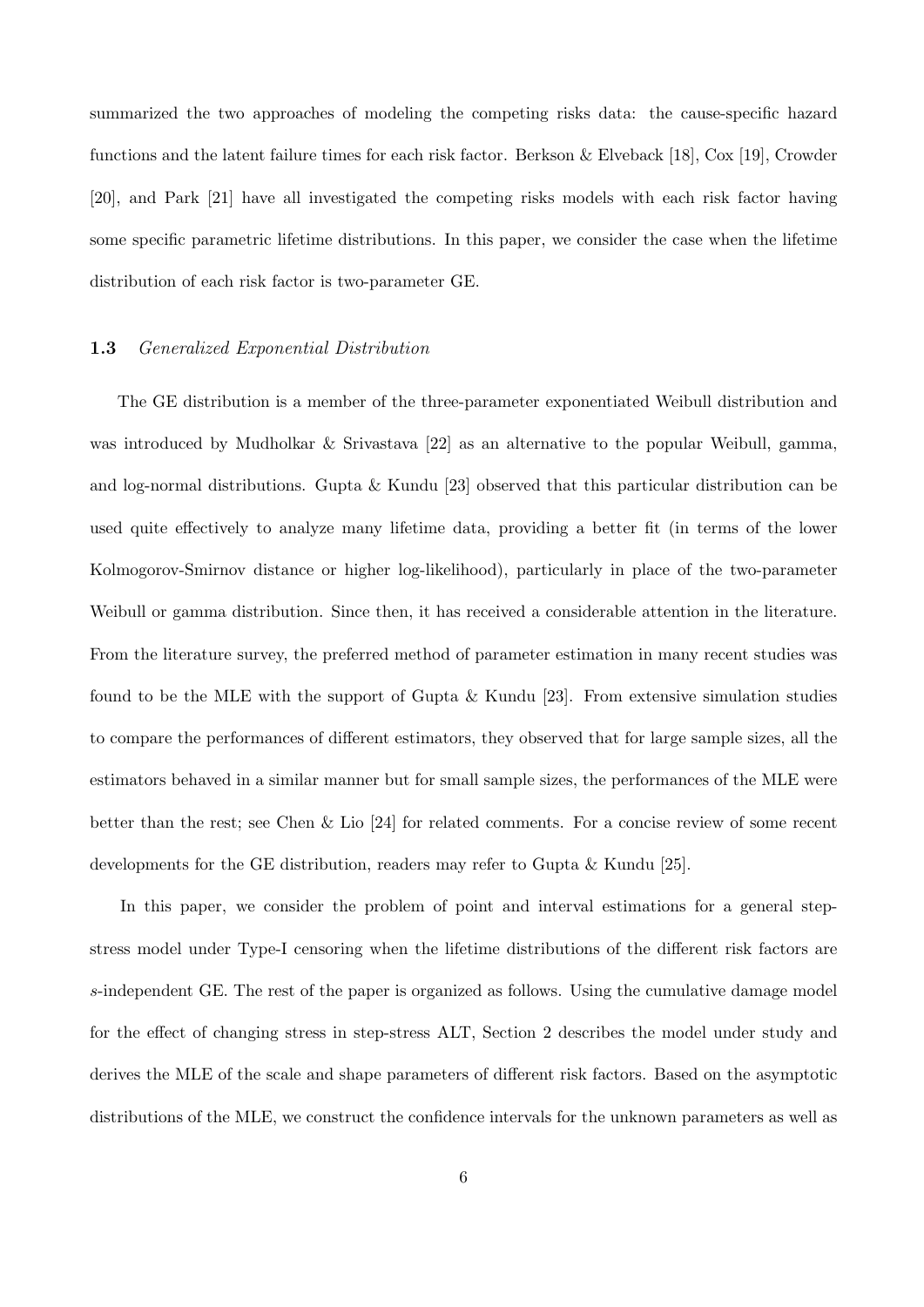summarized the two approaches of modeling the competing risks data: the cause-specific hazard functions and the latent failure times for each risk factor. Berkson & Elveback [18], Cox [19], Crowder [20], and Park [21] have all investigated the competing risks models with each risk factor having some specific parametric lifetime distributions. In this paper, we consider the case when the lifetime distribution of each risk factor is two-parameter GE.

### 1.3 *Generalized Exponential Distribution*

The GE distribution is a member of the three-parameter exponentiated Weibull distribution and was introduced by Mudholkar & Srivastava [22] as an alternative to the popular Weibull, gamma, and log-normal distributions. Gupta & Kundu [23] observed that this particular distribution can be used quite effectively to analyze many lifetime data, providing a better fit (in terms of the lower Kolmogorov-Smirnov distance or higher log-likelihood), particularly in place of the two-parameter Weibull or gamma distribution. Since then, it has received a considerable attention in the literature. From the literature survey, the preferred method of parameter estimation in many recent studies was found to be the MLE with the support of Gupta & Kundu [23]. From extensive simulation studies to compare the performances of different estimators, they observed that for large sample sizes, all the estimators behaved in a similar manner but for small sample sizes, the performances of the MLE were better than the rest; see Chen & Lio [24] for related comments. For a concise review of some recent developments for the GE distribution, readers may refer to Gupta & Kundu [25].

In this paper, we consider the problem of point and interval estimations for a general step-stress model under Type-I censoring when the lifetime distributions of the different risk factors are *s*-independent GE. The rest of the paper is organized as follows. Using the cumulative damage model for the effect of changing stress in step-stress ALT, Section 2 describes the model under study and derives the MLE of the scale and shape parameters of different risk factors. Based on the asymptotic distributions of the MLE, we construct the confidence intervals for the unknown parameters as well as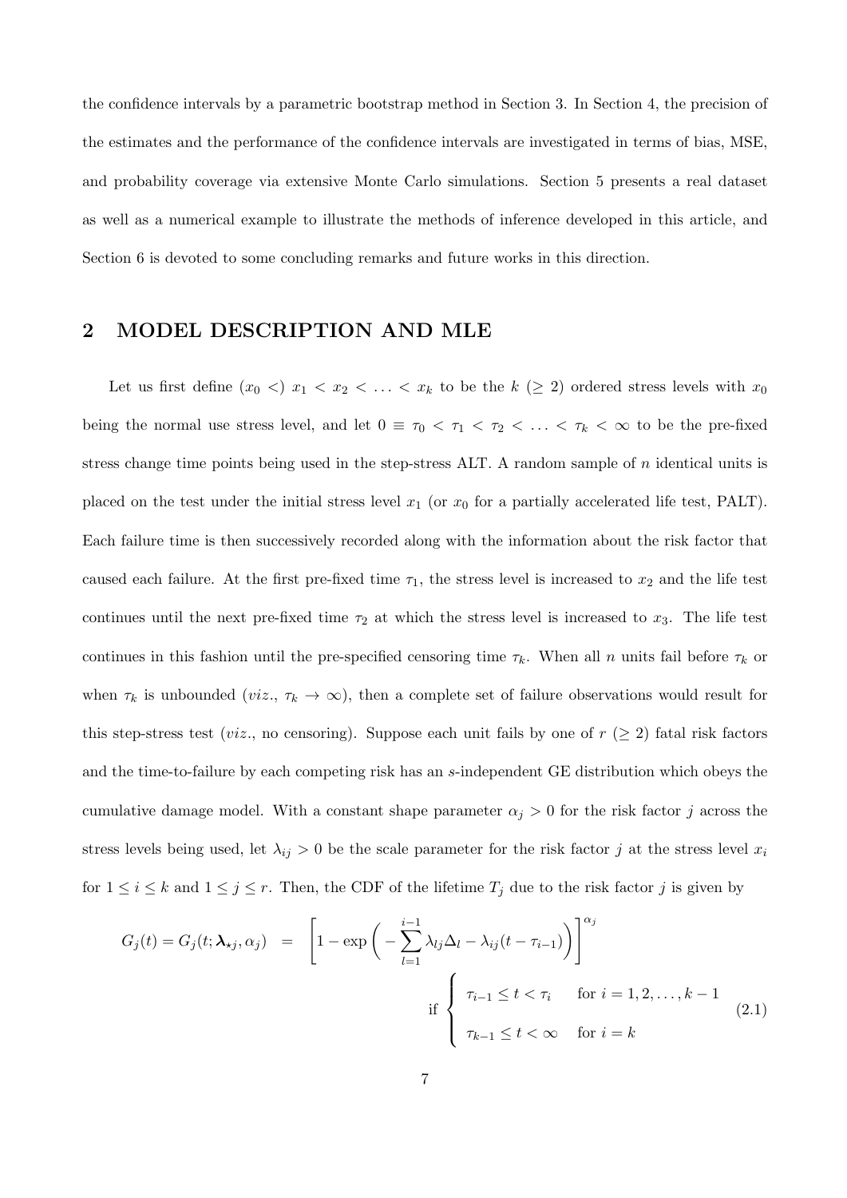the confidence intervals by a parametric bootstrap method in Section 3. In Section 4, the precision of the estimates and the performance of the confidence intervals are investigated in terms of bias, MSE, and probability coverage via extensive Monte Carlo simulations. Section 5 presents a real dataset as well as a numerical example to illustrate the methods of inference developed in this article, and Section 6 is devoted to some concluding remarks and future works in this direction.

## 2 MODEL DESCRIPTION AND MLE

Let us first define $(x_0 <)\ x_1 < x_2 < \ldots < x_k$ to be the $k\ (\geq 2)$ ordered stress levels with $x_0$ being the normal use stress level, and let $0 \equiv \tau_0 < \tau_1 < \tau_2 < \ldots < \tau_k < \infty$ to be the pre-fixed stress change time points being used in the step-stress ALT. A random sample of $n$ identical units is placed on the test under the initial stress level $x_1$ (or $x_0$ for a partially accelerated life test, PALT). Each failure time is then successively recorded along with the information about the risk factor that caused each failure. At the first pre-fixed time $\tau_1$, the stress level is increased to $x_2$ and the life test continues until the next pre-fixed time $\tau_2$ at which the stress level is increased to $x_3$. The life test continues in this fashion until the pre-specified censoring time $\tau_k$. When all $n$ units fail before $\tau_k$ or when $\tau_k$ is unbounded (*viz.*, $\tau_k \to \infty$), then a complete set of failure observations would result for this step-stress test (*viz.*, no censoring). Suppose each unit fails by one of $r\ (\geq 2)$ fatal risk factors and the time-to-failure by each competing risk has an $s$-independent GE distribution which obeys the cumulative damage model. With a constant shape parameter $\alpha_j > 0$ for the risk factor $j$ across the stress levels being used, let $\lambda_{ij} > 0$ be the scale parameter for the risk factor $j$ at the stress level $x_i$ for $1 \leq i \leq k$ and $1 \leq j \leq r$. Then, the CDF of the lifetime $T_j$ due to the risk factor $j$ is given by

$$
G_j(t) = G_j(t; \boldsymbol{\lambda}_{\star j}, \alpha_j) = \left[1 - \exp\left( - \sum_{l=1}^{i-1} \lambda_{lj}\Delta_l - \lambda_{ij}(t - \tau_{i-1})\right)\right]^{\alpha_j}
\quad \text{if} \left\{ \begin{array}{ll} \tau_{i-1} \leq t < \tau_i & \text{for } i = 1, 2, \ldots, k-1 \\ \tau_{k-1} \leq t < \infty & \text{for } i = k \end{array} \right. \tag{2.1}
$$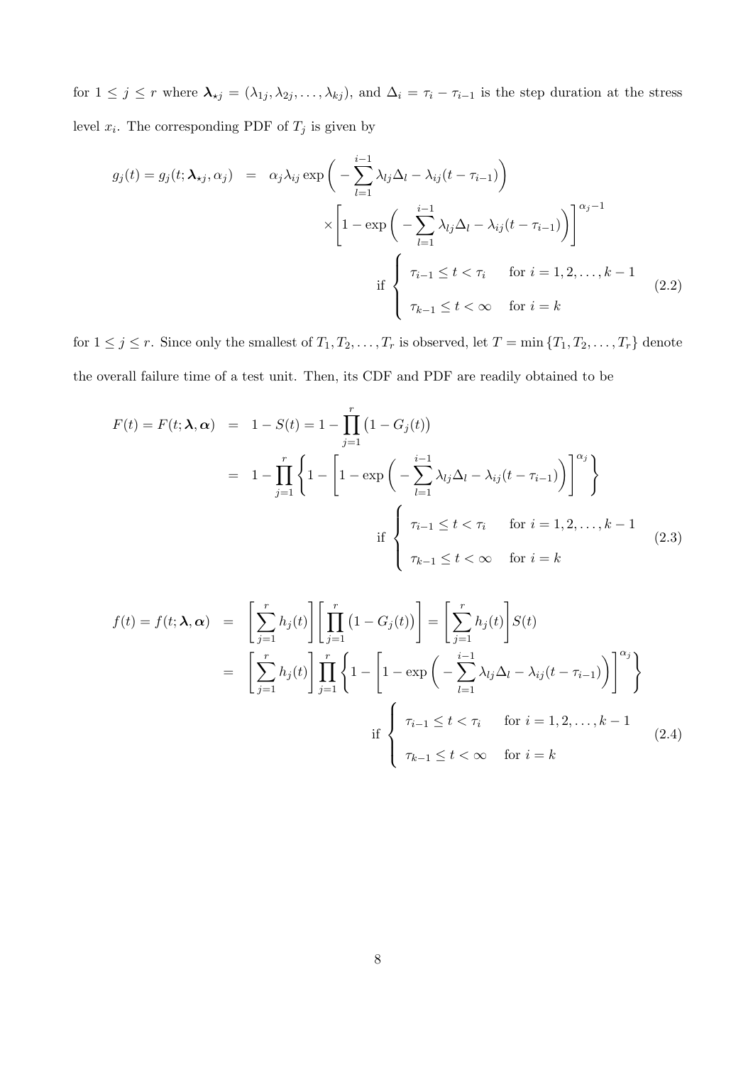for $1 \leq j \leq r$ where $\boldsymbol{\lambda}_{\star j} = (\lambda_{1j}, \lambda_{2j}, \ldots, \lambda_{kj})$, and $\Delta_i = \tau_i - \tau_{i-1}$ is the step duration at the stress level $x_i$. The corresponding PDF of $T_j$ is given by

$$
\begin{aligned}
g_j(t) = g_j(t; \boldsymbol{\lambda}_{\star j}, \alpha_j) &= \alpha_j \lambda_{ij} \exp\bigg( -\sum_{l=1}^{i-1} \lambda_{lj}\Delta_l - \lambda_{ij}(t - \tau_{i-1}) \bigg) \\
&\quad \times \left[ 1 - \exp\bigg( -\sum_{l=1}^{i-1} \lambda_{lj}\Delta_l - \lambda_{ij}(t - \tau_{i-1}) \bigg) \right]^{\alpha_j - 1} \\
&\qquad \text{if } \begin{cases} \tau_{i-1} \leq t < \tau_i & \text{for } i = 1, 2, \ldots, k-1 \\ \tau_{k-1} \leq t < \infty & \text{for } i = k \end{cases}
\end{aligned}
\tag{2.2}
$$

for $1 \leq j \leq r$. Since only the smallest of $T_1, T_2, \ldots, T_r$ is observed, let $T = \min\{T_1, T_2, \ldots, T_r\}$ denote the overall failure time of a test unit. Then, its CDF and PDF are readily obtained to be

$$
\begin{aligned}
F(t) = F(t; \boldsymbol{\lambda}, \boldsymbol{\alpha}) &= 1 - S(t) = 1 - \prod_{j=1}^{r} \big(1 - G_j(t)\big) \\
&= 1 - \prod_{j=1}^{r} \left\{ 1 - \left[ 1 - \exp\bigg( -\sum_{l=1}^{i-1} \lambda_{lj}\Delta_l - \lambda_{ij}(t - \tau_{i-1}) \bigg) \right]^{\alpha_j} \right\} \\
&\qquad \text{if } \begin{cases} \tau_{i-1} \leq t < \tau_i & \text{for } i = 1, 2, \ldots, k-1 \\ \tau_{k-1} \leq t < \infty & \text{for } i = k \end{cases}
\end{aligned}
\tag{2.3}
$$

$$
\begin{aligned}
f(t) = f(t; \boldsymbol{\lambda}, \boldsymbol{\alpha}) &= \left[ \sum_{j=1}^{r} h_j(t) \right] \left[ \prod_{j=1}^{r} \big(1 - G_j(t)\big) \right] = \left[ \sum_{j=1}^{r} h_j(t) \right] S(t) \\
&= \left[ \sum_{j=1}^{r} h_j(t) \right] \prod_{j=1}^{r} \left\{ 1 - \left[ 1 - \exp\bigg( -\sum_{l=1}^{i-1} \lambda_{lj}\Delta_l - \lambda_{ij}(t - \tau_{i-1}) \bigg) \right]^{\alpha_j} \right\} \\
&\qquad \text{if } \begin{cases} \tau_{i-1} \leq t < \tau_i & \text{for } i = 1, 2, \ldots, k-1 \\ \tau_{k-1} \leq t < \infty & \text{for } i = k \end{cases}
\end{aligned}
\tag{2.4}
$$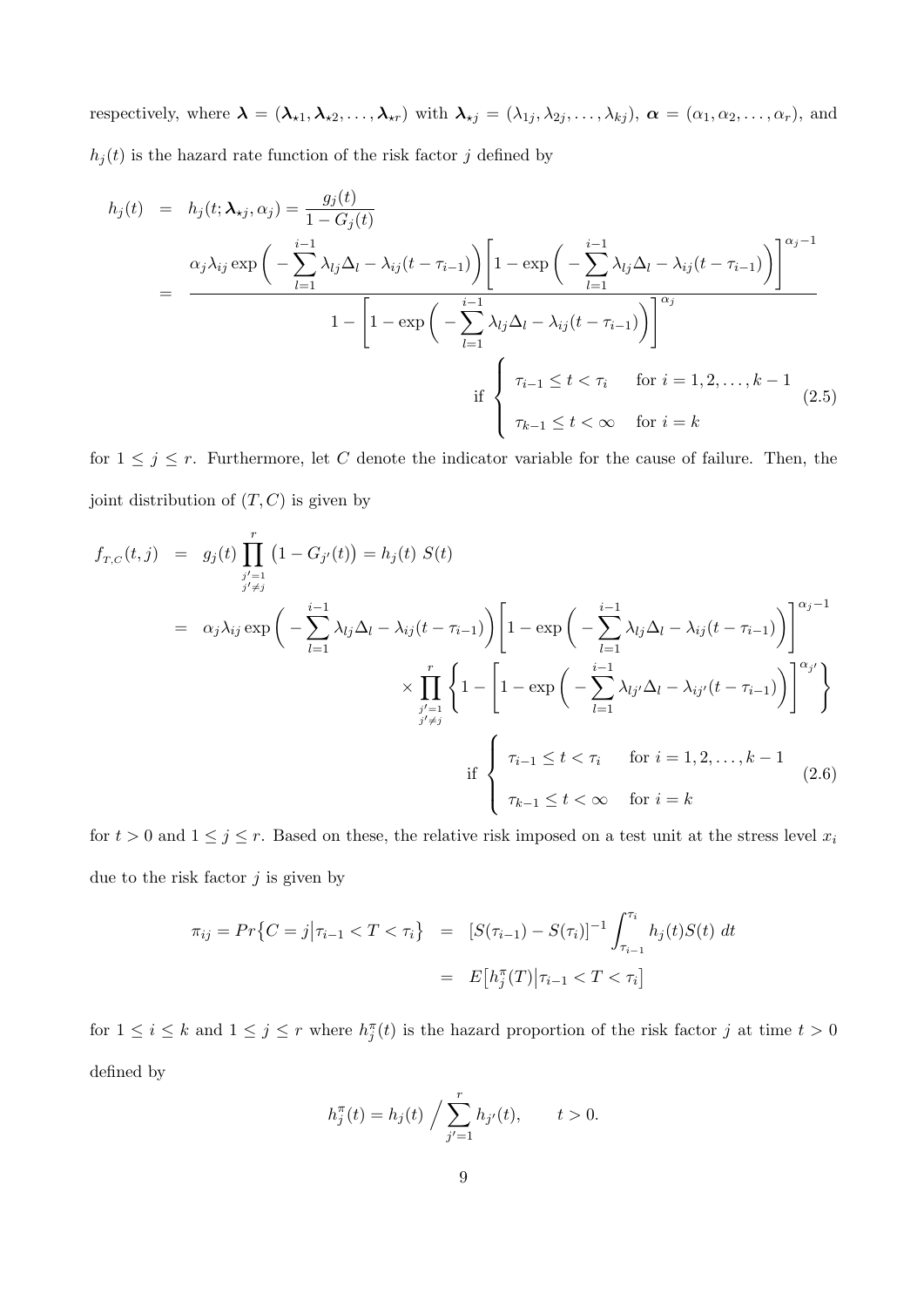respectively, where $\boldsymbol{\lambda} = (\boldsymbol{\lambda}_{\star 1}, \boldsymbol{\lambda}_{\star 2}, \ldots, \boldsymbol{\lambda}_{\star r})$ with $\boldsymbol{\lambda}_{\star j} = (\lambda_{1j}, \lambda_{2j}, \ldots, \lambda_{kj})$, $\boldsymbol{\alpha} = (\alpha_1, \alpha_2, \ldots, \alpha_r)$, and $h_j(t)$ is the hazard rate function of the risk factor $j$ defined by

$$
\begin{aligned}
h_j(t) &= h_j(t; \boldsymbol{\lambda}_{\star j}, \alpha_j) = \frac{g_j(t)}{1 - G_j(t)} \\
&= \frac{\alpha_j \lambda_{ij} \exp\Big( -\sum_{l=1}^{i-1} \lambda_{lj} \Delta_l - \lambda_{ij}(t - \tau_{i-1}) \Big) \Big[ 1 - \exp\Big( -\sum_{l=1}^{i-1} \lambda_{lj} \Delta_l - \lambda_{ij}(t - \tau_{i-1}) \Big) \Big]^{\alpha_j - 1}}{1 - \Big[ 1 - \exp\Big( -\sum_{l=1}^{i-1} \lambda_{lj} \Delta_l - \lambda_{ij}(t - \tau_{i-1}) \Big) \Big]^{\alpha_j}} \\
&\qquad \text{if } \begin{cases} \tau_{i-1} \le t < \tau_i & \text{for } i = 1, 2, \ldots, k-1 \\ \tau_{k-1} \le t < \infty & \text{for } i = k \end{cases}
\end{aligned}
\tag{2.5}
$$

for $1 \le j \le r$. Furthermore, let $C$ denote the indicator variable for the cause of failure. Then, the joint distribution of $(T, C)$ is given by

$$
\begin{aligned}
f_{T,C}(t, j) &= g_j(t) \prod_{\substack{j'=1 \\ j' \ne j}}^{r} \big( 1 - G_{j'}(t) \big) = h_j(t)\ S(t) \\
&= \alpha_j \lambda_{ij} \exp\Big( -\sum_{l=1}^{i-1} \lambda_{lj} \Delta_l - \lambda_{ij}(t - \tau_{i-1}) \Big) \Big[ 1 - \exp\Big( -\sum_{l=1}^{i-1} \lambda_{lj} \Delta_l - \lambda_{ij}(t - \tau_{i-1}) \Big) \Big]^{\alpha_j - 1} \\
&\qquad \times \prod_{\substack{j'=1 \\ j' \ne j}}^{r} \bigg\{ 1 - \Big[ 1 - \exp\Big( -\sum_{l=1}^{i-1} \lambda_{lj'} \Delta_l - \lambda_{ij'}(t - \tau_{i-1}) \Big) \Big]^{\alpha_{j'}} \bigg\} \\
&\qquad \text{if } \begin{cases} \tau_{i-1} \le t < \tau_i & \text{for } i = 1, 2, \ldots, k-1 \\ \tau_{k-1} \le t < \infty & \text{for } i = k \end{cases}
\end{aligned}
\tag{2.6}
$$

for $t > 0$ and $1 \le j \le r$. Based on these, the relative risk imposed on a test unit at the stress level $x_i$ due to the risk factor $j$ is given by

$$
\begin{aligned}
\pi_{ij} = Pr\big\{ C = j \big| \tau_{i-1} < T < \tau_i \big\} &= [S(\tau_{i-1}) - S(\tau_i)]^{-1} \int_{\tau_{i-1}}^{\tau_i} h_j(t) S(t)\ dt \\
&= E\big[ h_j^{\pi}(T) \big| \tau_{i-1} < T < \tau_i \big]
\end{aligned}
$$

for $1 \le i \le k$ and $1 \le j \le r$ where $h_j^{\pi}(t)$ is the hazard proportion of the risk factor $j$ at time $t > 0$ defined by

$$
h_j^{\pi}(t) = h_j(t) \Big/ \sum_{j'=1}^{r} h_{j'}(t), \qquad t > 0.
$$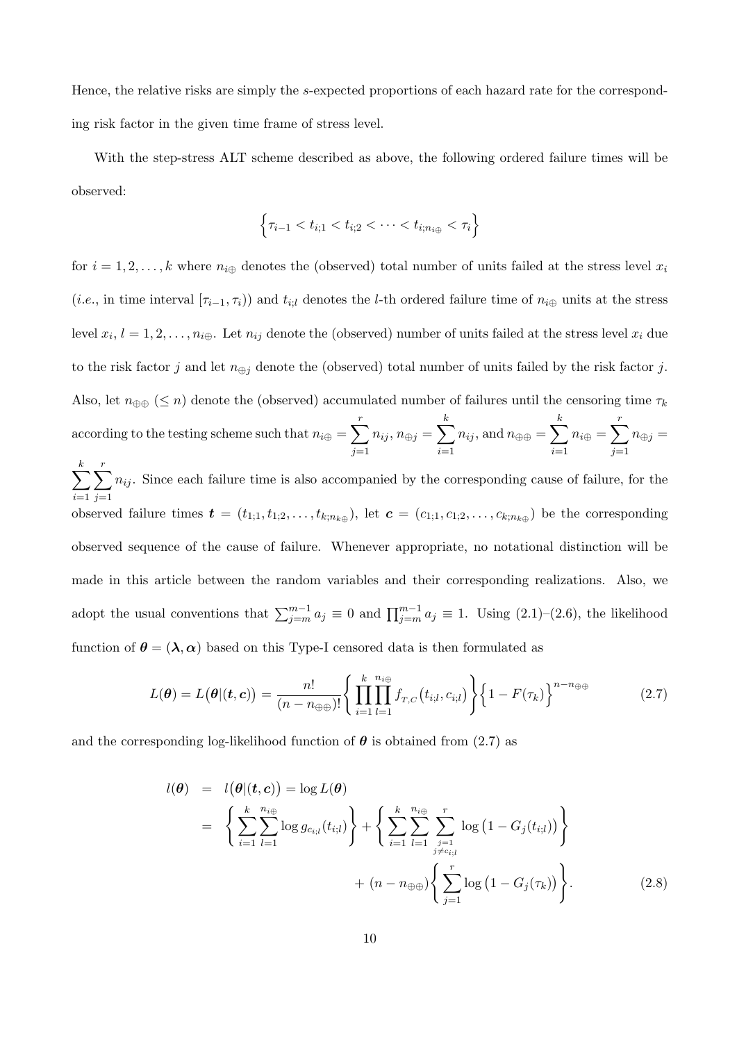Hence, the relative risks are simply the $s$-expected proportions of each hazard rate for the corresponding risk factor in the given time frame of stress level.

With the step-stress ALT scheme described as above, the following ordered failure times will be observed:

$$\Big\{\tau_{i-1} < t_{i;1} < t_{i;2} < \cdots < t_{i;n_{i\oplus}} < \tau_i\Big\}$$

for $i = 1, 2, \ldots, k$ where $n_{i\oplus}$ denotes the (observed) total number of units failed at the stress level $x_i$ (*i.e.*, in time interval $[\tau_{i-1}, \tau_i)$) and $t_{i;l}$ denotes the $l$-th ordered failure time of $n_{i\oplus}$ units at the stress level $x_i$, $l = 1, 2, \ldots, n_{i\oplus}$. Let $n_{ij}$ denote the (observed) number of units failed at the stress level $x_i$ due to the risk factor $j$ and let $n_{\oplus j}$ denote the (observed) total number of units failed by the risk factor $j$. Also, let $n_{\oplus\oplus}$ ($\leq n$) denote the (observed) accumulated number of failures until the censoring time $\tau_k$ according to the testing scheme such that $n_{i\oplus} = \sum_{j=1}^{r} n_{ij}$, $n_{\oplus j} = \sum_{i=1}^{k} n_{ij}$, and $n_{\oplus\oplus} = \sum_{i=1}^{k} n_{i\oplus} = \sum_{j=1}^{r} n_{\oplus j} = \sum_{i=1}^{k}\sum_{j=1}^{r} n_{ij}$. Since each failure time is also accompanied by the corresponding cause of failure, for the observed failure times $\boldsymbol{t} = (t_{1;1}, t_{1;2}, \ldots, t_{k;n_{k\oplus}})$, let $\boldsymbol{c} = (c_{1;1}, c_{1;2}, \ldots, c_{k;n_{k\oplus}})$ be the corresponding observed sequence of the cause of failure. Whenever appropriate, no notational distinction will be made in this article between the random variables and their corresponding realizations. Also, we adopt the usual conventions that $\sum_{j=m}^{m-1} a_j \equiv 0$ and $\prod_{j=m}^{m-1} a_j \equiv 1$. Using (2.1)–(2.6), the likelihood function of $\boldsymbol{\theta} = (\boldsymbol{\lambda}, \boldsymbol{\alpha})$ based on this Type-I censored data is then formulated as

$$L(\boldsymbol{\theta}) = L\big(\boldsymbol{\theta}|(\boldsymbol{t},\boldsymbol{c})\big) = \frac{n!}{(n-n_{\oplus\oplus})!}\left\{\prod_{i=1}^{k}\prod_{l=1}^{n_{i\oplus}} f_{T,C}\big(t_{i;l}, c_{i;l}\big)\right\}\Big\{1 - F(\tau_k)\Big\}^{n-n_{\oplus\oplus}} \tag{2.7}$$

and the corresponding log-likelihood function of $\boldsymbol{\theta}$ is obtained from (2.7) as

$$\begin{aligned} l(\boldsymbol{\theta}) &= l\big(\boldsymbol{\theta}|(\boldsymbol{t},\boldsymbol{c})\big) = \log L(\boldsymbol{\theta}) \\ &= \left\{\sum_{i=1}^{k}\sum_{l=1}^{n_{i\oplus}} \log g_{c_{i;l}}(t_{i;l})\right\} + \left\{\sum_{i=1}^{k}\sum_{l=1}^{n_{i\oplus}}\sum_{\substack{j=1\\ j\neq c_{i;l}}}^{r} \log\big(1 - G_j(t_{i;l})\big)\right\} \\ &\qquad + (n - n_{\oplus\oplus})\left\{\sum_{j=1}^{r}\log\big(1 - G_j(\tau_k)\big)\right\}. \end{aligned} \tag{2.8}$$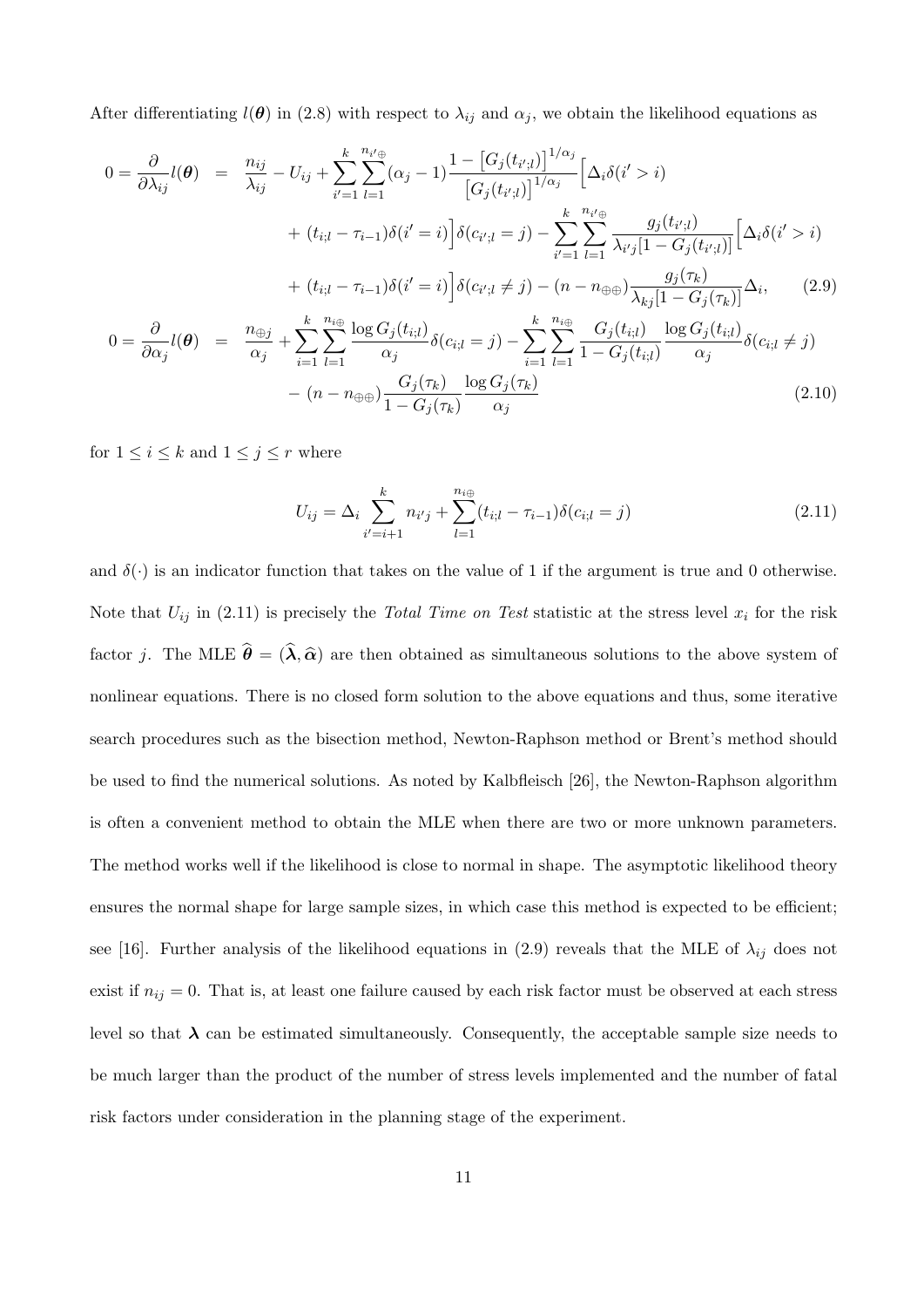After differentiating $l(\boldsymbol{\theta})$ in (2.8) with respect to $\lambda_{ij}$ and $\alpha_j$, we obtain the likelihood equations as

$$
\begin{aligned}
0 = \frac{\partial}{\partial \lambda_{ij}} l(\boldsymbol{\theta}) \;=\; & \frac{n_{ij}}{\lambda_{ij}} - U_{ij} + \sum_{i'=1}^{k} \sum_{l=1}^{n_{i'\oplus}} (\alpha_j - 1) \frac{1 - \left[G_j(t_{i';l})\right]^{1/\alpha_j}}{\left[G_j(t_{i';l})\right]^{1/\alpha_j}} \Big[ \Delta_i \delta(i' > i) \\
& + (t_{i;l} - \tau_{i-1}) \delta(i' = i) \Big] \delta(c_{i';l} = j) - \sum_{i'=1}^{k} \sum_{l=1}^{n_{i'\oplus}} \frac{g_j(t_{i';l})}{\lambda_{i'j}[1 - G_j(t_{i';l})]} \Big[ \Delta_i \delta(i' > i) \\
& + (t_{i;l} - \tau_{i-1}) \delta(i' = i) \Big] \delta(c_{i';l} \neq j) - (n - n_{\oplus\oplus}) \frac{g_j(\tau_k)}{\lambda_{kj}[1 - G_j(\tau_k)]} \Delta_i, \qquad (2.9)
\end{aligned}
$$

$$
\begin{aligned}
0 = \frac{\partial}{\partial \alpha_j} l(\boldsymbol{\theta}) \;=\; & \frac{n_{\oplus j}}{\alpha_j} + \sum_{i=1}^{k} \sum_{l=1}^{n_{i\oplus}} \frac{\log G_j(t_{i;l})}{\alpha_j} \delta(c_{i;l} = j) - \sum_{i=1}^{k} \sum_{l=1}^{n_{i\oplus}} \frac{G_j(t_{i;l})}{1 - G_j(t_{i;l})} \frac{\log G_j(t_{i;l})}{\alpha_j} \delta(c_{i;l} \neq j) \\
& - (n - n_{\oplus\oplus}) \frac{G_j(\tau_k)}{1 - G_j(\tau_k)} \frac{\log G_j(\tau_k)}{\alpha_j} \qquad (2.10)
\end{aligned}
$$

for $1 \leq i \leq k$ and $1 \leq j \leq r$ where

$$
U_{ij} = \Delta_i \sum_{i'=i+1}^{k} n_{i'j} + \sum_{l=1}^{n_{i\oplus}} (t_{i;l} - \tau_{i-1}) \delta(c_{i;l} = j) \qquad (2.11)
$$

and $\delta(\cdot)$ is an indicator function that takes on the value of 1 if the argument is true and 0 otherwise. Note that $U_{ij}$ in (2.11) is precisely the *Total Time on Test* statistic at the stress level $x_i$ for the risk factor $j$. The MLE $\widehat{\boldsymbol{\theta}} = (\widehat{\boldsymbol{\lambda}}, \widehat{\boldsymbol{\alpha}})$ are then obtained as simultaneous solutions to the above system of nonlinear equations. There is no closed form solution to the above equations and thus, some iterative search procedures such as the bisection method, Newton-Raphson method or Brent's method should be used to find the numerical solutions. As noted by Kalbfleisch [26], the Newton-Raphson algorithm is often a convenient method to obtain the MLE when there are two or more unknown parameters. The method works well if the likelihood is close to normal in shape. The asymptotic likelihood theory ensures the normal shape for large sample sizes, in which case this method is expected to be efficient; see [16]. Further analysis of the likelihood equations in (2.9) reveals that the MLE of $\lambda_{ij}$ does not exist if $n_{ij} = 0$. That is, at least one failure caused by each risk factor must be observed at each stress level so that $\boldsymbol{\lambda}$ can be estimated simultaneously. Consequently, the acceptable sample size needs to be much larger than the product of the number of stress levels implemented and the number of fatal risk factors under consideration in the planning stage of the experiment.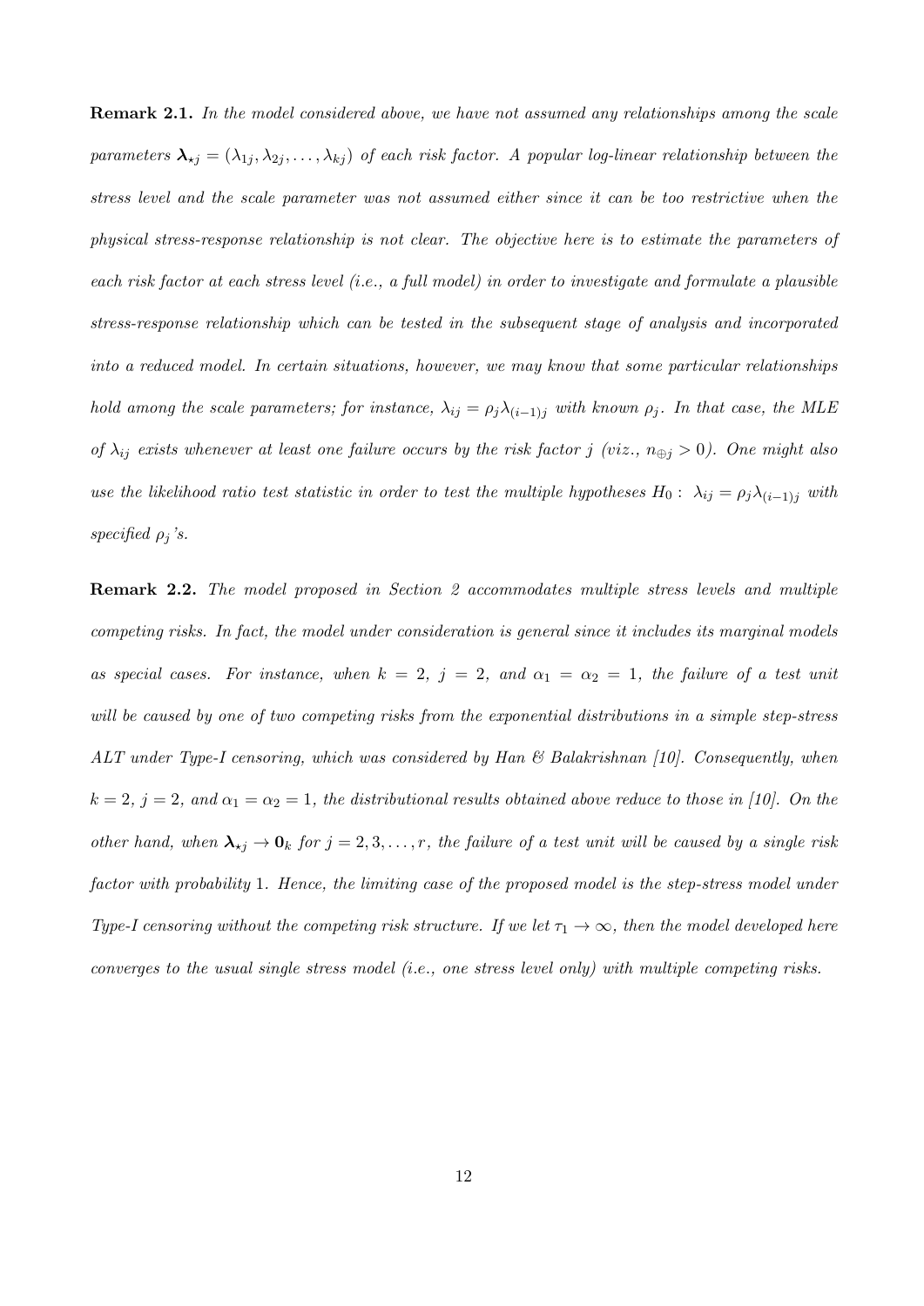**Remark 2.1.** *In the model considered above, we have not assumed any relationships among the scale parameters $\boldsymbol{\lambda}_{\star j} = (\lambda_{1j}, \lambda_{2j}, \ldots, \lambda_{kj})$ of each risk factor. A popular log-linear relationship between the stress level and the scale parameter was not assumed either since it can be too restrictive when the physical stress-response relationship is not clear. The objective here is to estimate the parameters of each risk factor at each stress level (i.e., a full model) in order to investigate and formulate a plausible stress-response relationship which can be tested in the subsequent stage of analysis and incorporated into a reduced model. In certain situations, however, we may know that some particular relationships hold among the scale parameters; for instance, $\lambda_{ij} = \rho_j \lambda_{(i-1)j}$ with known $\rho_j$. In that case, the MLE of $\lambda_{ij}$ exists whenever at least one failure occurs by the risk factor $j$ (viz., $n_{\oplus j} > 0$). One might also use the likelihood ratio test statistic in order to test the multiple hypotheses $H_0: \ \lambda_{ij} = \rho_j \lambda_{(i-1)j}$ with specified $\rho_j$'s.*

**Remark 2.2.** *The model proposed in Section 2 accommodates multiple stress levels and multiple competing risks. In fact, the model under consideration is general since it includes its marginal models as special cases. For instance, when $k = 2$, $j = 2$, and $\alpha_1 = \alpha_2 = 1$, the failure of a test unit will be caused by one of two competing risks from the exponential distributions in a simple step-stress ALT under Type-I censoring, which was considered by Han & Balakrishnan [10]. Consequently, when $k = 2$, $j = 2$, and $\alpha_1 = \alpha_2 = 1$, the distributional results obtained above reduce to those in [10]. On the other hand, when $\boldsymbol{\lambda}_{\star j} \to \mathbf{0}_k$ for $j = 2, 3, \ldots, r$, the failure of a test unit will be caused by a single risk factor with probability 1. Hence, the limiting case of the proposed model is the step-stress model under Type-I censoring without the competing risk structure. If we let $\tau_1 \to \infty$, then the model developed here converges to the usual single stress model (i.e., one stress level only) with multiple competing risks.*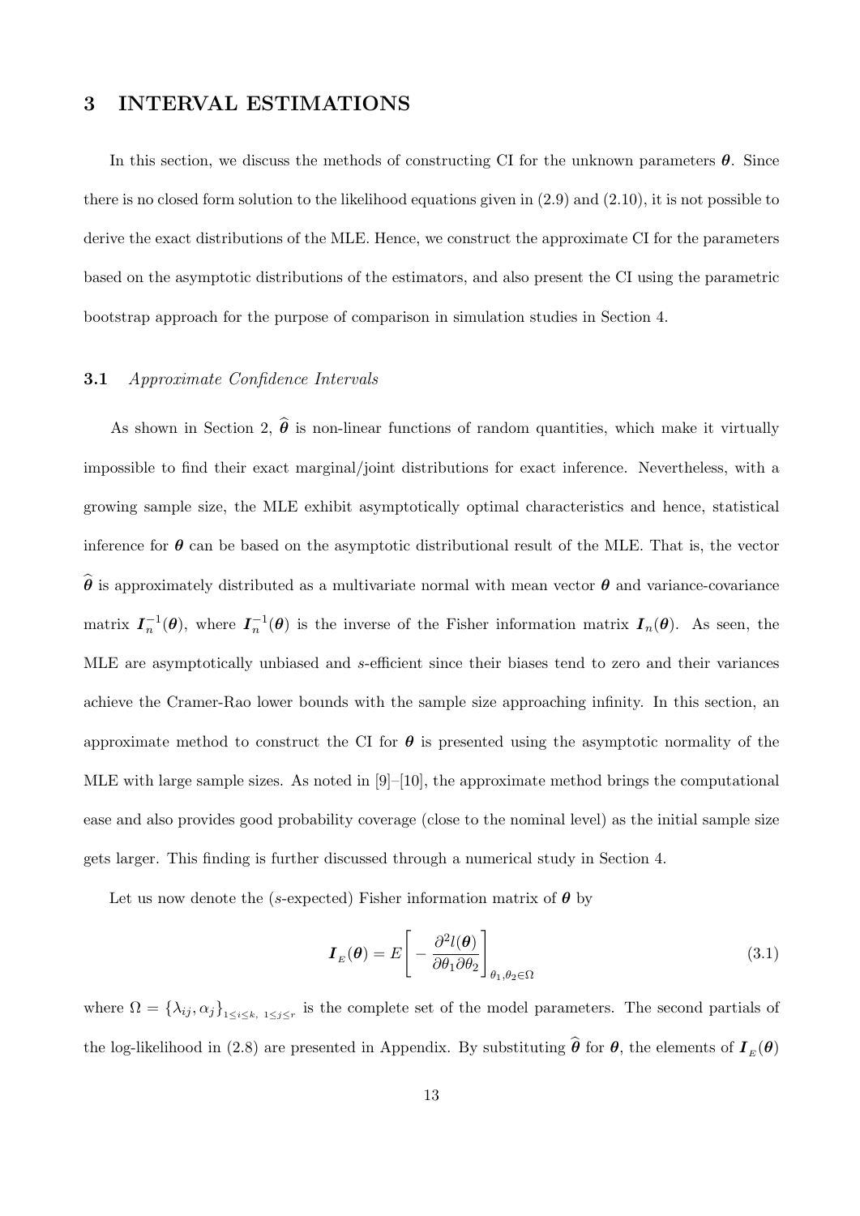## 3 INTERVAL ESTIMATIONS

In this section, we discuss the methods of constructing CI for the unknown parameters $\boldsymbol{\theta}$. Since there is no closed form solution to the likelihood equations given in (2.9) and (2.10), it is not possible to derive the exact distributions of the MLE. Hence, we construct the approximate CI for the parameters based on the asymptotic distributions of the estimators, and also present the CI using the parametric bootstrap approach for the purpose of comparison in simulation studies in Section 4.

### 3.1 *Approximate Confidence Intervals*

As shown in Section 2, $\widehat{\boldsymbol{\theta}}$ is non-linear functions of random quantities, which make it virtually impossible to find their exact marginal/joint distributions for exact inference. Nevertheless, with a growing sample size, the MLE exhibit asymptotically optimal characteristics and hence, statistical inference for $\boldsymbol{\theta}$ can be based on the asymptotic distributional result of the MLE. That is, the vector $\widehat{\boldsymbol{\theta}}$ is approximately distributed as a multivariate normal with mean vector $\boldsymbol{\theta}$ and variance-covariance matrix $\boldsymbol{I}_n^{-1}(\boldsymbol{\theta})$, where $\boldsymbol{I}_n^{-1}(\boldsymbol{\theta})$ is the inverse of the Fisher information matrix $\boldsymbol{I}_n(\boldsymbol{\theta})$. As seen, the MLE are asymptotically unbiased and *s*-efficient since their biases tend to zero and their variances achieve the Cramer-Rao lower bounds with the sample size approaching infinity. In this section, an approximate method to construct the CI for $\boldsymbol{\theta}$ is presented using the asymptotic normality of the MLE with large sample sizes. As noted in [9]–[10], the approximate method brings the computational ease and also provides good probability coverage (close to the nominal level) as the initial sample size gets larger. This finding is further discussed through a numerical study in Section 4.

Let us now denote the (*s*-expected) Fisher information matrix of $\boldsymbol{\theta}$ by

$$\boldsymbol{I}_{E}(\boldsymbol{\theta}) = E\left[ -\frac{\partial^2 l(\boldsymbol{\theta})}{\partial \theta_1 \partial \theta_2} \right]_{\theta_1, \theta_2 \in \Omega} \tag{3.1}$$

where $\Omega = \{\lambda_{ij}, \alpha_j\}_{1 \le i \le k,\ 1 \le j \le r}$ is the complete set of the model parameters. The second partials of the log-likelihood in (2.8) are presented in Appendix. By substituting $\widehat{\boldsymbol{\theta}}$ for $\boldsymbol{\theta}$, the elements of $\boldsymbol{I}_{E}(\boldsymbol{\theta})$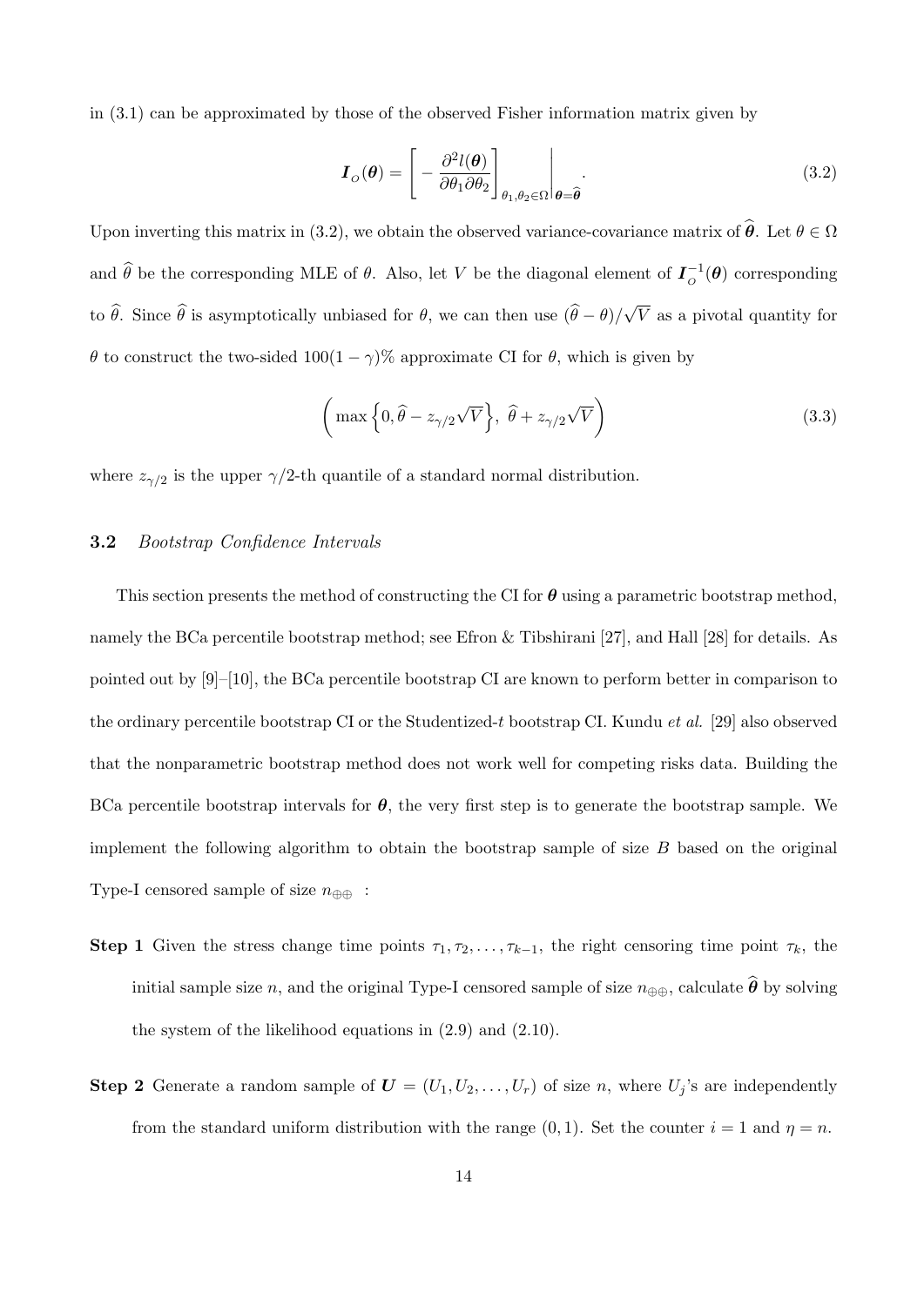in (3.1) can be approximated by those of the observed Fisher information matrix given by

$$\boldsymbol{I}_O(\boldsymbol{\theta}) = \left[ -\frac{\partial^2 l(\boldsymbol{\theta})}{\partial\theta_1 \partial\theta_2} \right]_{\theta_1, \theta_2 \in \Omega} \Bigg|_{\boldsymbol{\theta} = \widehat{\boldsymbol{\theta}}}. \tag{3.2}$$

Upon inverting this matrix in (3.2), we obtain the observed variance-covariance matrix of $\widehat{\boldsymbol{\theta}}$. Let $\theta \in \Omega$ and $\widehat{\theta}$ be the corresponding MLE of $\theta$. Also, let $V$ be the diagonal element of $\boldsymbol{I}_O^{-1}(\boldsymbol{\theta})$ corresponding to $\widehat{\theta}$. Since $\widehat{\theta}$ is asymptotically unbiased for $\theta$, we can then use $(\widehat{\theta} - \theta)/\sqrt{V}$ as a pivotal quantity for $\theta$ to construct the two-sided $100(1-\gamma)\%$ approximate CI for $\theta$, which is given by

$$\left( \max\left\{ 0, \widehat{\theta} - z_{\gamma/2}\sqrt{V} \right\}, \ \widehat{\theta} + z_{\gamma/2}\sqrt{V} \right) \tag{3.3}$$

where $z_{\gamma/2}$ is the upper $\gamma/2$-th quantile of a standard normal distribution.

### 3.2 *Bootstrap Confidence Intervals*

This section presents the method of constructing the CI for $\boldsymbol{\theta}$ using a parametric bootstrap method, namely the BCa percentile bootstrap method; see Efron & Tibshirani [27], and Hall [28] for details. As pointed out by [9]–[10], the BCa percentile bootstrap CI are known to perform better in comparison to the ordinary percentile bootstrap CI or the Studentized-$t$ bootstrap CI. Kundu *et al.* [29] also observed that the nonparametric bootstrap method does not work well for competing risks data. Building the BCa percentile bootstrap intervals for $\boldsymbol{\theta}$, the very first step is to generate the bootstrap sample. We implement the following algorithm to obtain the bootstrap sample of size $B$ based on the original Type-I censored sample of size $n_{\oplus\oplus}$ :

**Step 1** Given the stress change time points $\tau_1, \tau_2, \ldots, \tau_{k-1}$, the right censoring time point $\tau_k$, the initial sample size $n$, and the original Type-I censored sample of size $n_{\oplus\oplus}$, calculate $\widehat{\boldsymbol{\theta}}$ by solving the system of the likelihood equations in (2.9) and (2.10).

**Step 2** Generate a random sample of $\boldsymbol{U} = (U_1, U_2, \ldots, U_r)$ of size $n$, where $U_j$'s are independently from the standard uniform distribution with the range $(0, 1)$. Set the counter $i = 1$ and $\eta = n$.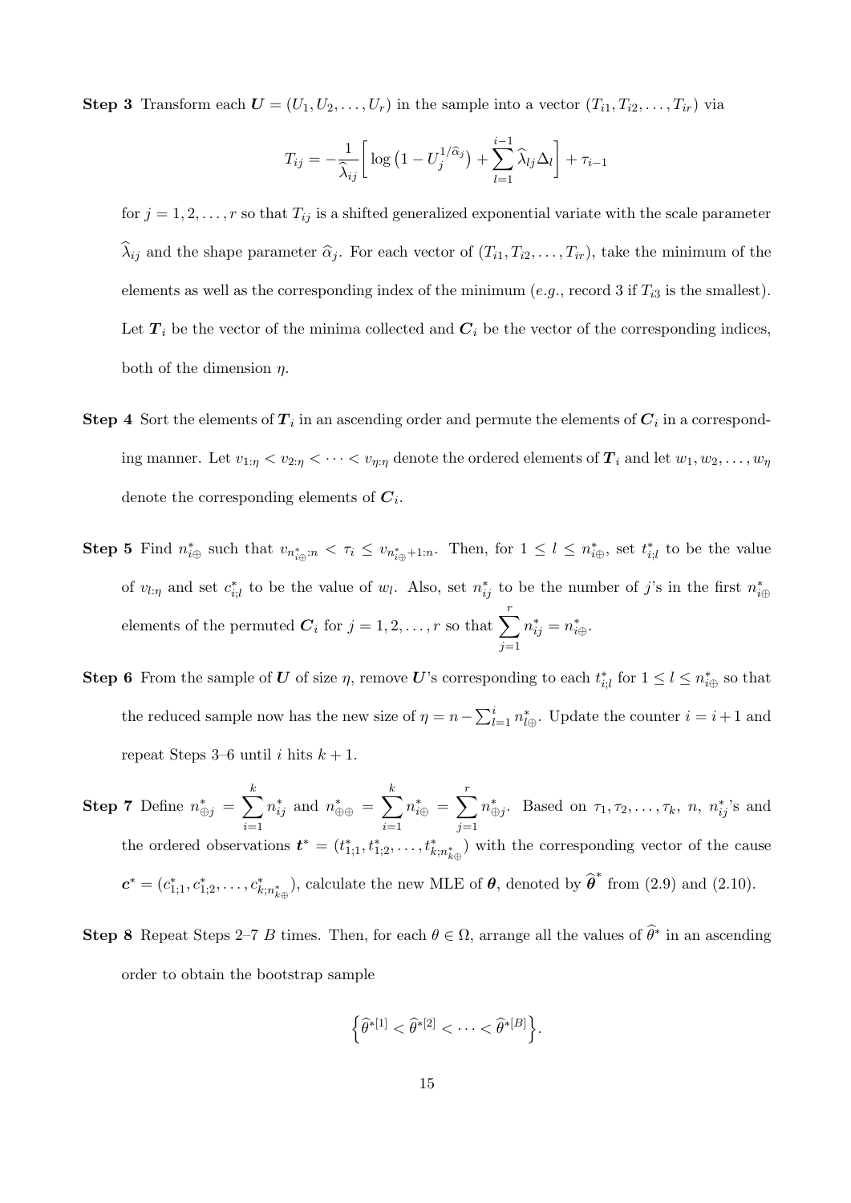**Step 3** Transform each $\boldsymbol{U} = (U_1, U_2, \ldots, U_r)$ in the sample into a vector $(T_{i1}, T_{i2}, \ldots, T_{ir})$ via

$$T_{ij} = -\frac{1}{\widehat{\lambda}_{ij}} \left[ \log\left(1 - U_j^{1/\widehat{\alpha}_j}\right) + \sum_{l=1}^{i-1} \widehat{\lambda}_{lj} \Delta_l \right] + \tau_{i-1}$$

for $j = 1, 2, \ldots, r$ so that $T_{ij}$ is a shifted generalized exponential variate with the scale parameter $\widehat{\lambda}_{ij}$ and the shape parameter $\widehat{\alpha}_j$. For each vector of $(T_{i1}, T_{i2}, \ldots, T_{ir})$, take the minimum of the elements as well as the corresponding index of the minimum (*e.g.*, record 3 if $T_{i3}$ is the smallest). Let $\boldsymbol{T}_i$ be the vector of the minima collected and $\boldsymbol{C}_i$ be the vector of the corresponding indices, both of the dimension $\eta$.

**Step 4** Sort the elements of $\boldsymbol{T}_i$ in an ascending order and permute the elements of $\boldsymbol{C}_i$ in a corresponding manner. Let $v_{1:\eta} < v_{2:\eta} < \cdots < v_{\eta:\eta}$ denote the ordered elements of $\boldsymbol{T}_i$ and let $w_1, w_2, \ldots, w_\eta$ denote the corresponding elements of $\boldsymbol{C}_i$.

**Step 5** Find $n^*_{i\oplus}$ such that $v_{n^*_{i\oplus}:n} < \tau_i \leq v_{n^*_{i\oplus}+1:n}$. Then, for $1 \leq l \leq n^*_{i\oplus}$, set $t^*_{i;l}$ to be the value of $v_{l:\eta}$ and set $c^*_{i;l}$ to be the value of $w_l$. Also, set $n^*_{ij}$ to be the number of $j$'s in the first $n^*_{i\oplus}$ elements of the permuted $\boldsymbol{C}_i$ for $j = 1, 2, \ldots, r$ so that $\sum_{j=1}^{r} n^*_{ij} = n^*_{i\oplus}$.

**Step 6** From the sample of $\boldsymbol{U}$ of size $\eta$, remove $\boldsymbol{U}$'s corresponding to each $t^*_{i;l}$ for $1 \leq l \leq n^*_{i\oplus}$ so that the reduced sample now has the new size of $\eta = n - \sum_{l=1}^{i} n^*_{l\oplus}$. Update the counter $i = i + 1$ and repeat Steps 3–6 until $i$ hits $k + 1$.

**Step 7** Define $n^*_{\oplus j} = \sum_{i=1}^{k} n^*_{ij}$ and $n^*_{\oplus\oplus} = \sum_{i=1}^{k} n^*_{i\oplus} = \sum_{j=1}^{r} n^*_{\oplus j}$. Based on $\tau_1, \tau_2, \ldots, \tau_k$, $n$, $n^*_{ij}$'s and the ordered observations $\boldsymbol{t}^* = (t^*_{1;1}, t^*_{1;2}, \ldots, t^*_{k;n^*_{k\oplus}})$ with the corresponding vector of the cause $\boldsymbol{c}^* = (c^*_{1;1}, c^*_{1;2}, \ldots, c^*_{k;n^*_{k\oplus}})$, calculate the new MLE of $\boldsymbol{\theta}$, denoted by $\widehat{\boldsymbol{\theta}}^*$ from (2.9) and (2.10).

**Step 8** Repeat Steps 2–7 $B$ times. Then, for each $\theta \in \Omega$, arrange all the values of $\widehat{\theta}^*$ in an ascending order to obtain the bootstrap sample

$$\left\{ \widehat{\theta}^{*[1]} < \widehat{\theta}^{*[2]} < \cdots < \widehat{\theta}^{*[B]} \right\}.$$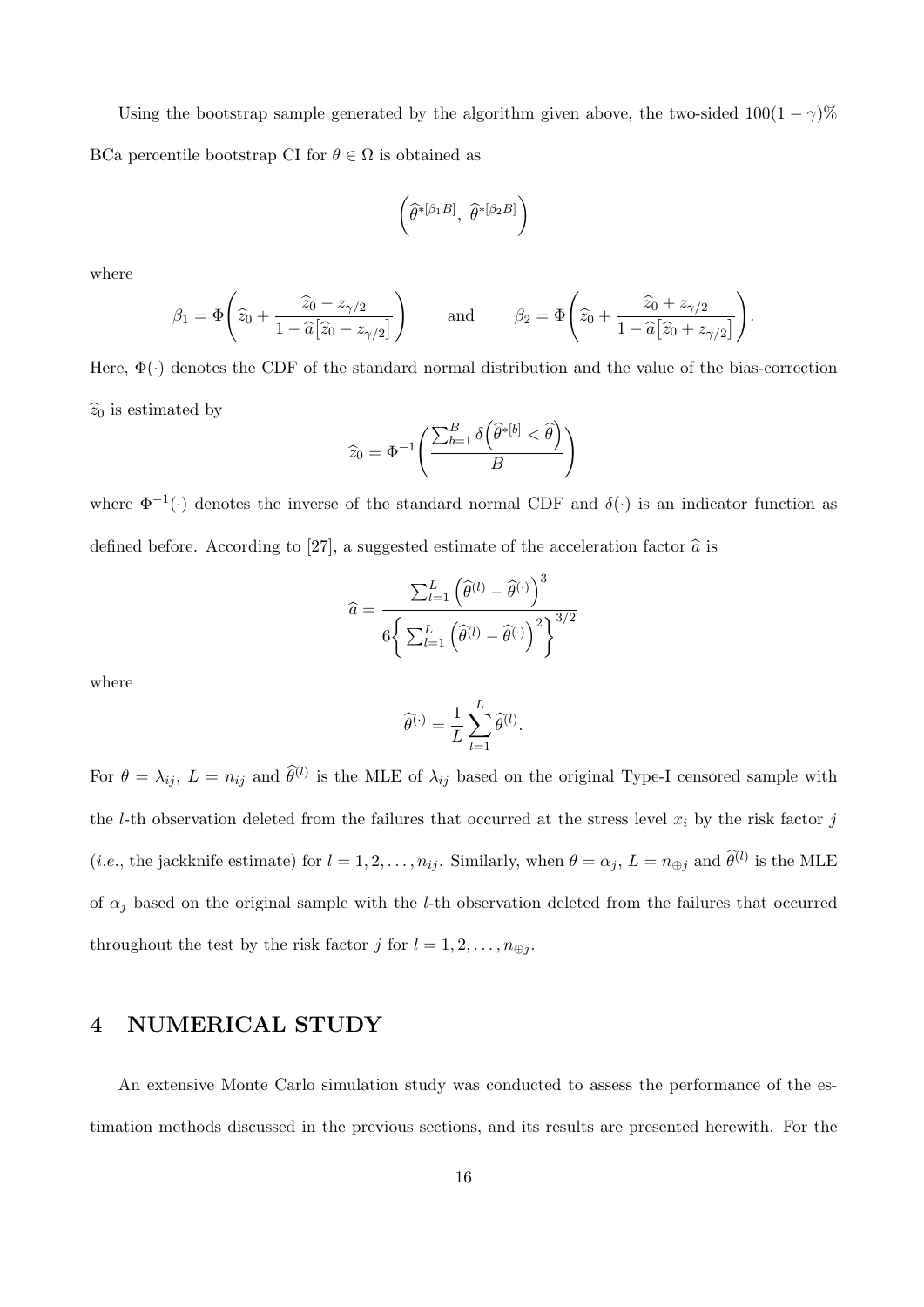Using the bootstrap sample generated by the algorithm given above, the two-sided $100(1-\gamma)\%$ BCa percentile bootstrap CI for $\theta \in \Omega$ is obtained as

$$\left(\widehat{\theta}^{*[\beta_1 B]},\ \widehat{\theta}^{*[\beta_2 B]}\right)$$

where

$$\beta_1 = \Phi\left(\widehat{z}_0 + \frac{\widehat{z}_0 - z_{\gamma/2}}{1 - \widehat{a}\left[\widehat{z}_0 - z_{\gamma/2}\right]}\right) \qquad \text{and} \qquad \beta_2 = \Phi\left(\widehat{z}_0 + \frac{\widehat{z}_0 + z_{\gamma/2}}{1 - \widehat{a}\left[\widehat{z}_0 + z_{\gamma/2}\right]}\right).$$

Here, $\Phi(\cdot)$ denotes the CDF of the standard normal distribution and the value of the bias-correction $\widehat{z}_0$ is estimated by

$$\widehat{z}_0 = \Phi^{-1}\left(\frac{\sum_{b=1}^{B} \delta\left(\widehat{\theta}^{*[b]} < \widehat{\theta}\right)}{B}\right)$$

where $\Phi^{-1}(\cdot)$ denotes the inverse of the standard normal CDF and $\delta(\cdot)$ is an indicator function as defined before. According to [27], a suggested estimate of the acceleration factor $\widehat{a}$ is

$$\widehat{a} = \frac{\sum_{l=1}^{L}\left(\widehat{\theta}^{(l)} - \widehat{\theta}^{(\cdot)}\right)^3}{6\left\{\sum_{l=1}^{L}\left(\widehat{\theta}^{(l)} - \widehat{\theta}^{(\cdot)}\right)^2\right\}^{3/2}}$$

where

$$\widehat{\theta}^{(\cdot)} = \frac{1}{L}\sum_{l=1}^{L}\widehat{\theta}^{(l)}.$$

For $\theta = \lambda_{ij}$, $L = n_{ij}$ and $\widehat{\theta}^{(l)}$ is the MLE of $\lambda_{ij}$ based on the original Type-I censored sample with the $l$-th observation deleted from the failures that occurred at the stress level $x_i$ by the risk factor $j$ (*i.e.*, the jackknife estimate) for $l = 1, 2, \ldots, n_{ij}$. Similarly, when $\theta = \alpha_j$, $L = n_{\oplus j}$ and $\widehat{\theta}^{(l)}$ is the MLE of $\alpha_j$ based on the original sample with the $l$-th observation deleted from the failures that occurred throughout the test by the risk factor $j$ for $l = 1, 2, \ldots, n_{\oplus j}$.

# 4 NUMERICAL STUDY

An extensive Monte Carlo simulation study was conducted to assess the performance of the estimation methods discussed in the previous sections, and its results are presented herewith. For the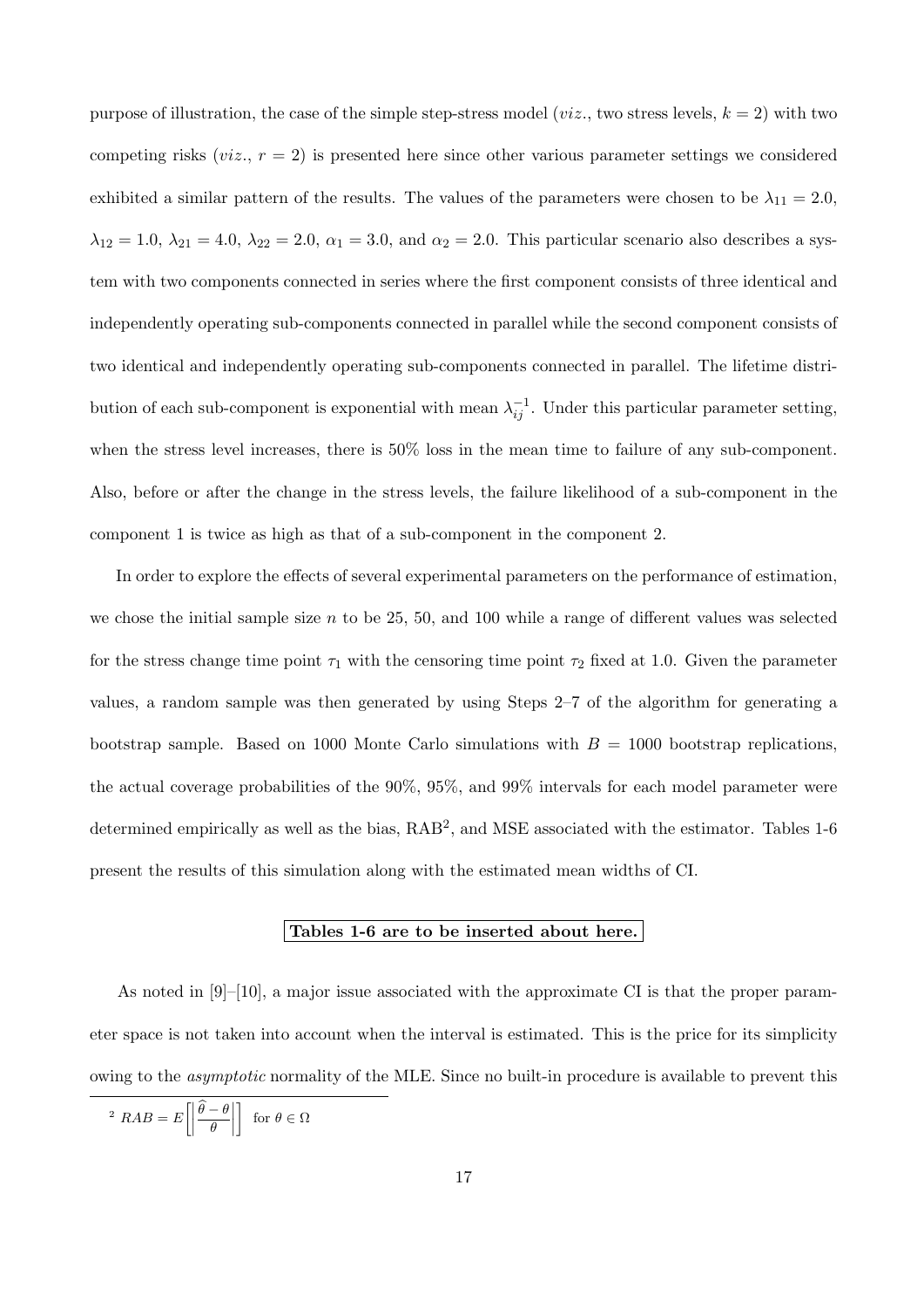purpose of illustration, the case of the simple step-stress model (*viz.*, two stress levels, $k = 2$) with two competing risks (*viz.*, $r = 2$) is presented here since other various parameter settings we considered exhibited a similar pattern of the results. The values of the parameters were chosen to be $\lambda_{11} = 2.0$, $\lambda_{12} = 1.0$, $\lambda_{21} = 4.0$, $\lambda_{22} = 2.0$, $\alpha_1 = 3.0$, and $\alpha_2 = 2.0$. This particular scenario also describes a system with two components connected in series where the first component consists of three identical and independently operating sub-components connected in parallel while the second component consists of two identical and independently operating sub-components connected in parallel. The lifetime distribution of each sub-component is exponential with mean $\lambda_{ij}^{-1}$. Under this particular parameter setting, when the stress level increases, there is 50% loss in the mean time to failure of any sub-component. Also, before or after the change in the stress levels, the failure likelihood of a sub-component in the component 1 is twice as high as that of a sub-component in the component 2.

In order to explore the effects of several experimental parameters on the performance of estimation, we chose the initial sample size $n$ to be 25, 50, and 100 while a range of different values was selected for the stress change time point $\tau_1$ with the censoring time point $\tau_2$ fixed at 1.0. Given the parameter values, a random sample was then generated by using Steps 2–7 of the algorithm for generating a bootstrap sample. Based on 1000 Monte Carlo simulations with $B = 1000$ bootstrap replications, the actual coverage probabilities of the 90%, 95%, and 99% intervals for each model parameter were determined empirically as well as the bias, RAB[2], and MSE associated with the estimator. Tables 1-6 present the results of this simulation along with the estimated mean widths of CI.

**Tables 1-6 are to be inserted about here.**

As noted in [9]–[10], a major issue associated with the approximate CI is that the proper parameter space is not taken into account when the interval is estimated. This is the price for its simplicity owing to the *asymptotic* normality of the MLE. Since no built-in procedure is available to prevent this

[2] $RAB = E\left[\left|\frac{\widehat{\theta} - \theta}{\theta}\right|\right]$ for $\theta \in \Omega$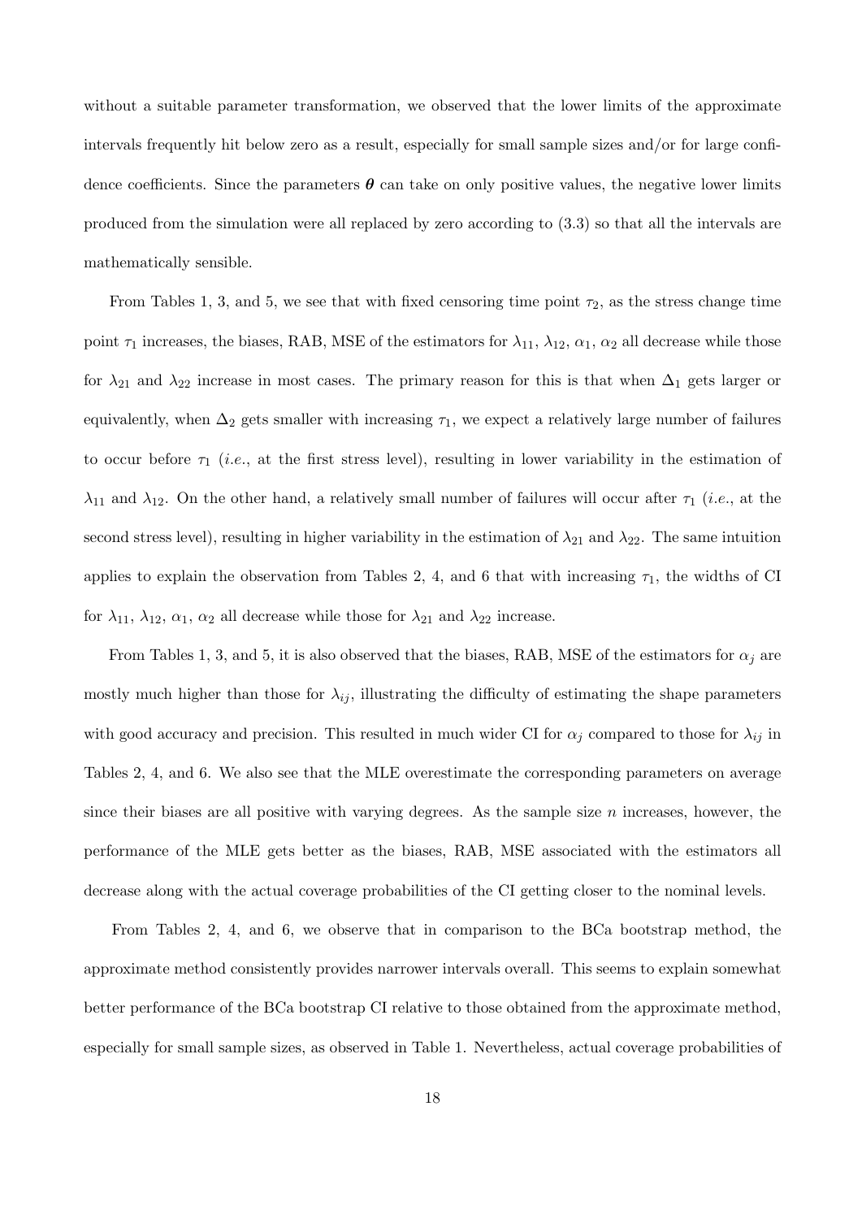without a suitable parameter transformation, we observed that the lower limits of the approximate intervals frequently hit below zero as a result, especially for small sample sizes and/or for large confidence coefficients. Since the parameters $\boldsymbol{\theta}$ can take on only positive values, the negative lower limits produced from the simulation were all replaced by zero according to (3.3) so that all the intervals are mathematically sensible.

From Tables 1, 3, and 5, we see that with fixed censoring time point $\tau_2$, as the stress change time point $\tau_1$ increases, the biases, RAB, MSE of the estimators for $\lambda_{11}$, $\lambda_{12}$, $\alpha_1$, $\alpha_2$ all decrease while those for $\lambda_{21}$ and $\lambda_{22}$ increase in most cases. The primary reason for this is that when $\Delta_1$ gets larger or equivalently, when $\Delta_2$ gets smaller with increasing $\tau_1$, we expect a relatively large number of failures to occur before $\tau_1$ (*i.e.*, at the first stress level), resulting in lower variability in the estimation of $\lambda_{11}$ and $\lambda_{12}$. On the other hand, a relatively small number of failures will occur after $\tau_1$ (*i.e.*, at the second stress level), resulting in higher variability in the estimation of $\lambda_{21}$ and $\lambda_{22}$. The same intuition applies to explain the observation from Tables 2, 4, and 6 that with increasing $\tau_1$, the widths of CI for $\lambda_{11}$, $\lambda_{12}$, $\alpha_1$, $\alpha_2$ all decrease while those for $\lambda_{21}$ and $\lambda_{22}$ increase.

From Tables 1, 3, and 5, it is also observed that the biases, RAB, MSE of the estimators for $\alpha_j$ are mostly much higher than those for $\lambda_{ij}$, illustrating the difficulty of estimating the shape parameters with good accuracy and precision. This resulted in much wider CI for $\alpha_j$ compared to those for $\lambda_{ij}$ in Tables 2, 4, and 6. We also see that the MLE overestimate the corresponding parameters on average since their biases are all positive with varying degrees. As the sample size $n$ increases, however, the performance of the MLE gets better as the biases, RAB, MSE associated with the estimators all decrease along with the actual coverage probabilities of the CI getting closer to the nominal levels.

From Tables 2, 4, and 6, we observe that in comparison to the BCa bootstrap method, the approximate method consistently provides narrower intervals overall. This seems to explain somewhat better performance of the BCa bootstrap CI relative to those obtained from the approximate method, especially for small sample sizes, as observed in Table 1. Nevertheless, actual coverage probabilities of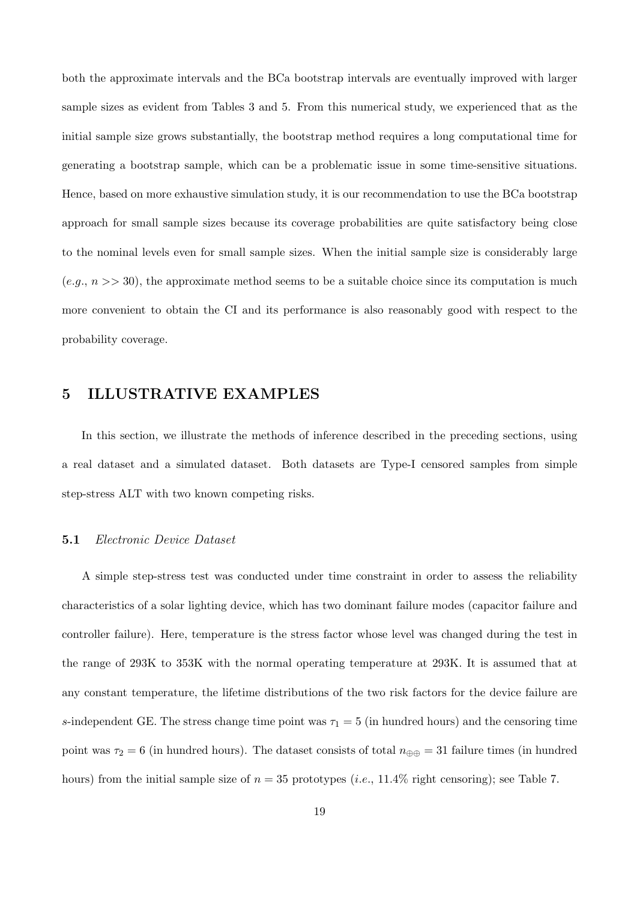both the approximate intervals and the BCa bootstrap intervals are eventually improved with larger sample sizes as evident from Tables 3 and 5. From this numerical study, we experienced that as the initial sample size grows substantially, the bootstrap method requires a long computational time for generating a bootstrap sample, which can be a problematic issue in some time-sensitive situations. Hence, based on more exhaustive simulation study, it is our recommendation to use the BCa bootstrap approach for small sample sizes because its coverage probabilities are quite satisfactory being close to the nominal levels even for small sample sizes. When the initial sample size is considerably large (*e.g.*, $n >> 30$), the approximate method seems to be a suitable choice since its computation is much more convenient to obtain the CI and its performance is also reasonably good with respect to the probability coverage.

## 5 ILLUSTRATIVE EXAMPLES

In this section, we illustrate the methods of inference described in the preceding sections, using a real dataset and a simulated dataset. Both datasets are Type-I censored samples from simple step-stress ALT with two known competing risks.

### 5.1 *Electronic Device Dataset*

A simple step-stress test was conducted under time constraint in order to assess the reliability characteristics of a solar lighting device, which has two dominant failure modes (capacitor failure and controller failure). Here, temperature is the stress factor whose level was changed during the test in the range of 293K to 353K with the normal operating temperature at 293K. It is assumed that at any constant temperature, the lifetime distributions of the two risk factors for the device failure are $s$-independent GE. The stress change time point was $\tau_1 = 5$ (in hundred hours) and the censoring time point was $\tau_2 = 6$ (in hundred hours). The dataset consists of total $n_{\oplus\oplus} = 31$ failure times (in hundred hours) from the initial sample size of $n = 35$ prototypes (*i.e.*, 11.4% right censoring); see Table 7.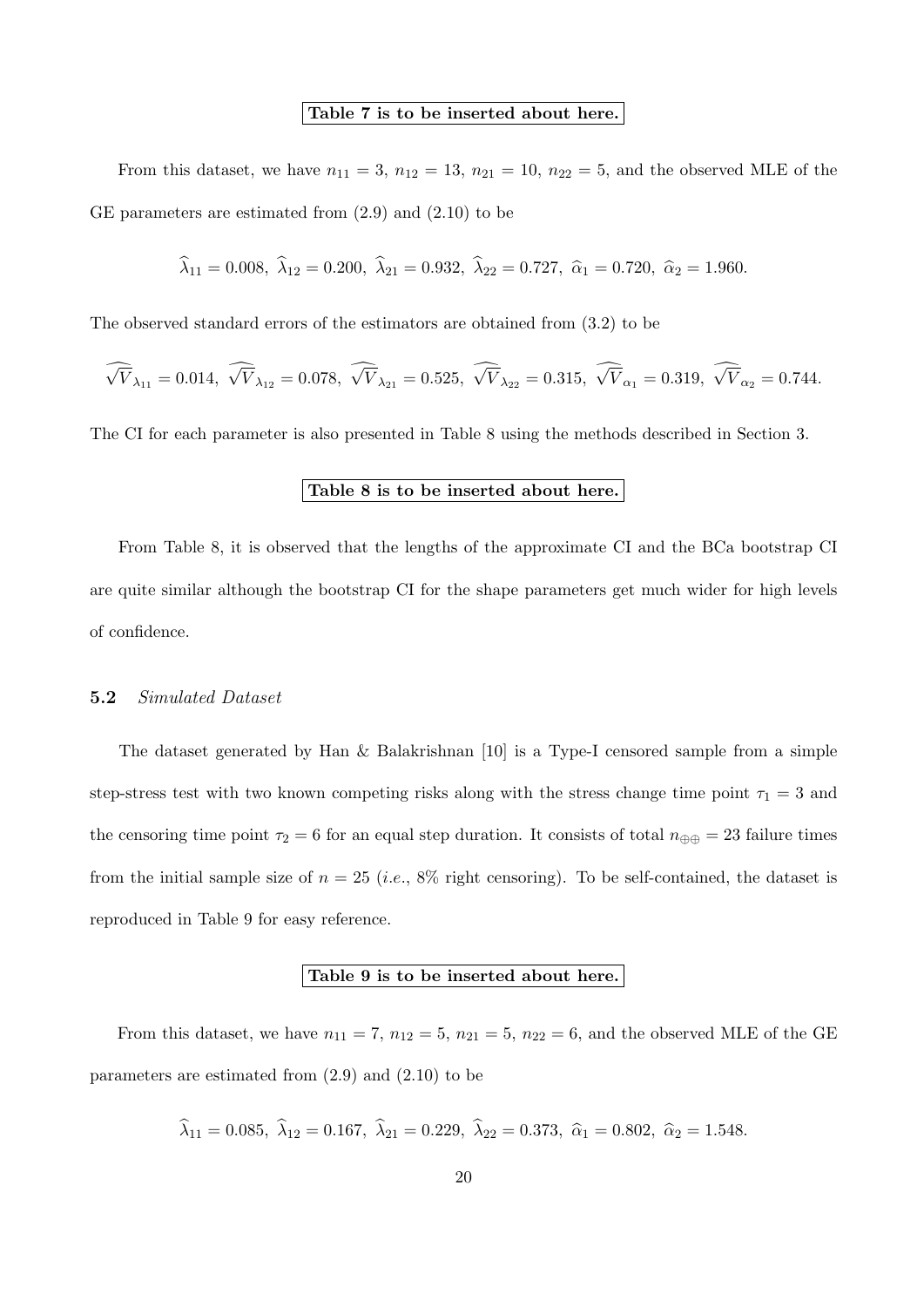**Table 7 is to be inserted about here.**

From this dataset, we have $n_{11} = 3$, $n_{12} = 13$, $n_{21} = 10$, $n_{22} = 5$, and the observed MLE of the GE parameters are estimated from (2.9) and (2.10) to be

$$\widehat{\lambda}_{11} = 0.008,\ \widehat{\lambda}_{12} = 0.200,\ \widehat{\lambda}_{21} = 0.932,\ \widehat{\lambda}_{22} = 0.727,\ \widehat{\alpha}_1 = 0.720,\ \widehat{\alpha}_2 = 1.960.$$

The observed standard errors of the estimators are obtained from (3.2) to be

$$\widehat{\sqrt{V}}_{\lambda_{11}} = 0.014,\ \widehat{\sqrt{V}}_{\lambda_{12}} = 0.078,\ \widehat{\sqrt{V}}_{\lambda_{21}} = 0.525,\ \widehat{\sqrt{V}}_{\lambda_{22}} = 0.315,\ \widehat{\sqrt{V}}_{\alpha_1} = 0.319,\ \widehat{\sqrt{V}}_{\alpha_2} = 0.744.$$

The CI for each parameter is also presented in Table 8 using the methods described in Section 3.

**Table 8 is to be inserted about here.**

From Table 8, it is observed that the lengths of the approximate CI and the BCa bootstrap CI are quite similar although the bootstrap CI for the shape parameters get much wider for high levels of confidence.

### 5.2 *Simulated Dataset*

The dataset generated by Han & Balakrishnan [10] is a Type-I censored sample from a simple step-stress test with two known competing risks along with the stress change time point $\tau_1 = 3$ and the censoring time point $\tau_2 = 6$ for an equal step duration. It consists of total $n_{\oplus\oplus} = 23$ failure times from the initial sample size of $n = 25$ (*i.e.*, 8% right censoring). To be self-contained, the dataset is reproduced in Table 9 for easy reference.

**Table 9 is to be inserted about here.**

From this dataset, we have $n_{11} = 7$, $n_{12} = 5$, $n_{21} = 5$, $n_{22} = 6$, and the observed MLE of the GE parameters are estimated from (2.9) and (2.10) to be

$$\widehat{\lambda}_{11} = 0.085,\ \widehat{\lambda}_{12} = 0.167,\ \widehat{\lambda}_{21} = 0.229,\ \widehat{\lambda}_{22} = 0.373,\ \widehat{\alpha}_1 = 0.802,\ \widehat{\alpha}_2 = 1.548.$$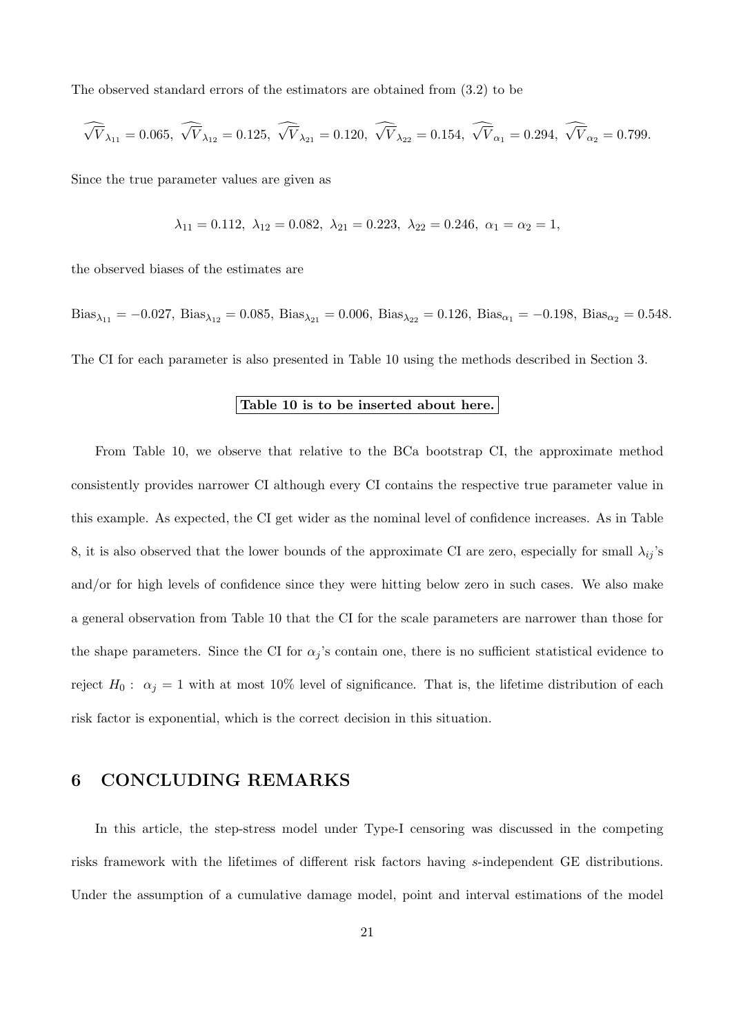The observed standard errors of the estimators are obtained from (3.2) to be

$$\widehat{\sqrt{V}}_{\lambda_{11}} = 0.065,\ \widehat{\sqrt{V}}_{\lambda_{12}} = 0.125,\ \widehat{\sqrt{V}}_{\lambda_{21}} = 0.120,\ \widehat{\sqrt{V}}_{\lambda_{22}} = 0.154,\ \widehat{\sqrt{V}}_{\alpha_1} = 0.294,\ \widehat{\sqrt{V}}_{\alpha_2} = 0.799.$$

Since the true parameter values are given as

$$\lambda_{11} = 0.112,\ \lambda_{12} = 0.082,\ \lambda_{21} = 0.223,\ \lambda_{22} = 0.246,\ \alpha_1 = \alpha_2 = 1,$$

the observed biases of the estimates are

$$\text{Bias}_{\lambda_{11}} = -0.027,\ \text{Bias}_{\lambda_{12}} = 0.085,\ \text{Bias}_{\lambda_{21}} = 0.006,\ \text{Bias}_{\lambda_{22}} = 0.126,\ \text{Bias}_{\alpha_1} = -0.198,\ \text{Bias}_{\alpha_2} = 0.548.$$

The CI for each parameter is also presented in Table 10 using the methods described in Section 3.

**Table 10 is to be inserted about here.**

From Table 10, we observe that relative to the BCa bootstrap CI, the approximate method consistently provides narrower CI although every CI contains the respective true parameter value in this example. As expected, the CI get wider as the nominal level of confidence increases. As in Table 8, it is also observed that the lower bounds of the approximate CI are zero, especially for small $\lambda_{ij}$'s and/or for high levels of confidence since they were hitting below zero in such cases. We also make a general observation from Table 10 that the CI for the scale parameters are narrower than those for the shape parameters. Since the CI for $\alpha_j$'s contain one, there is no sufficient statistical evidence to reject $H_0:\ \alpha_j = 1$ with at most 10% level of significance. That is, the lifetime distribution of each risk factor is exponential, which is the correct decision in this situation.

## 6 CONCLUDING REMARKS

In this article, the step-stress model under Type-I censoring was discussed in the competing risks framework with the lifetimes of different risk factors having *s*-independent GE distributions. Under the assumption of a cumulative damage model, point and interval estimations of the model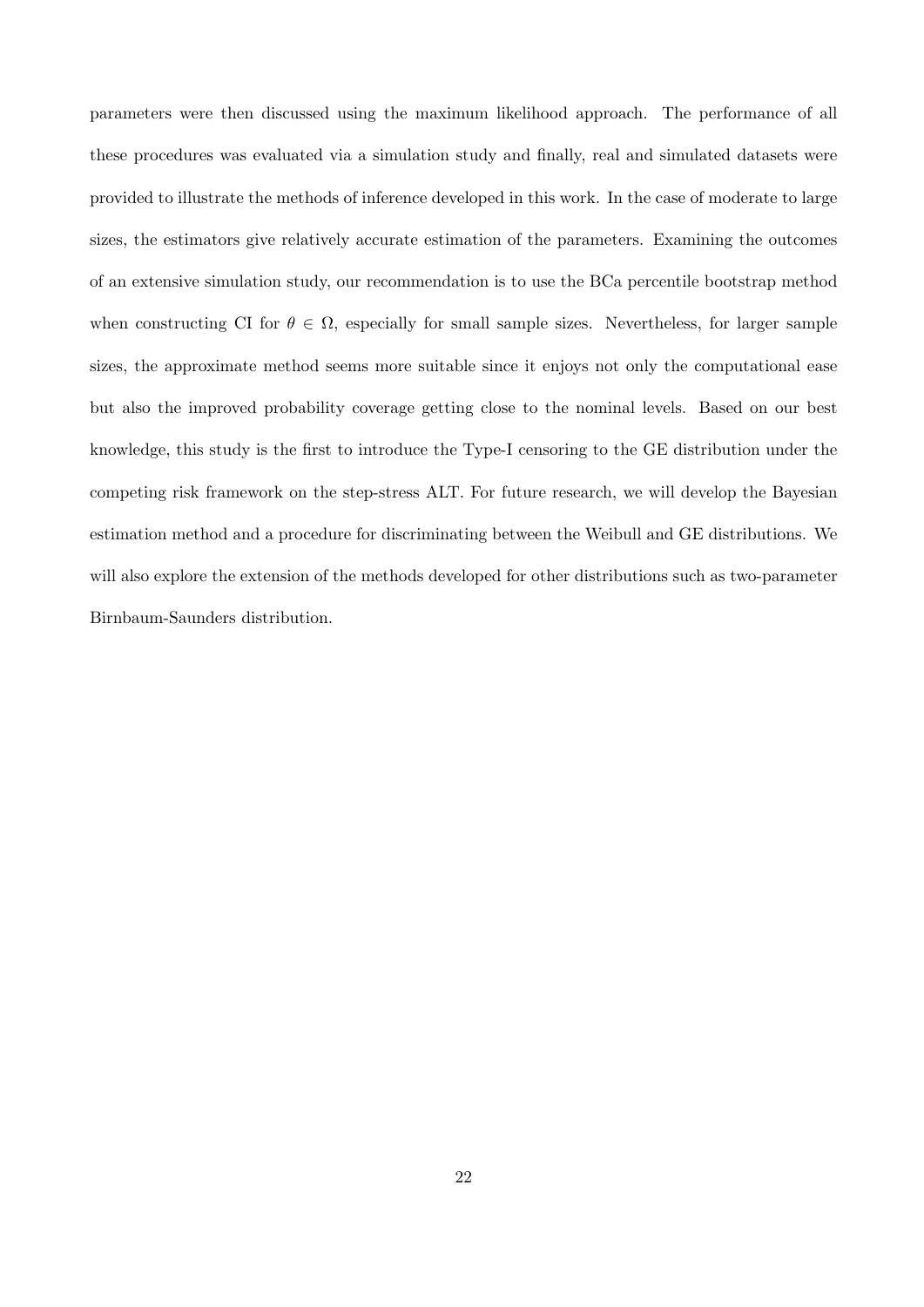parameters were then discussed using the maximum likelihood approach. The performance of all these procedures was evaluated via a simulation study and finally, real and simulated datasets were provided to illustrate the methods of inference developed in this work. In the case of moderate to large sizes, the estimators give relatively accurate estimation of the parameters. Examining the outcomes of an extensive simulation study, our recommendation is to use the BCa percentile bootstrap method when constructing CI for $\theta \in \Omega$, especially for small sample sizes. Nevertheless, for larger sample sizes, the approximate method seems more suitable since it enjoys not only the computational ease but also the improved probability coverage getting close to the nominal levels. Based on our best knowledge, this study is the first to introduce the Type-I censoring to the GE distribution under the competing risk framework on the step-stress ALT. For future research, we will develop the Bayesian estimation method and a procedure for discriminating between the Weibull and GE distributions. We will also explore the extension of the methods developed for other distributions such as two-parameter Birnbaum-Saunders distribution.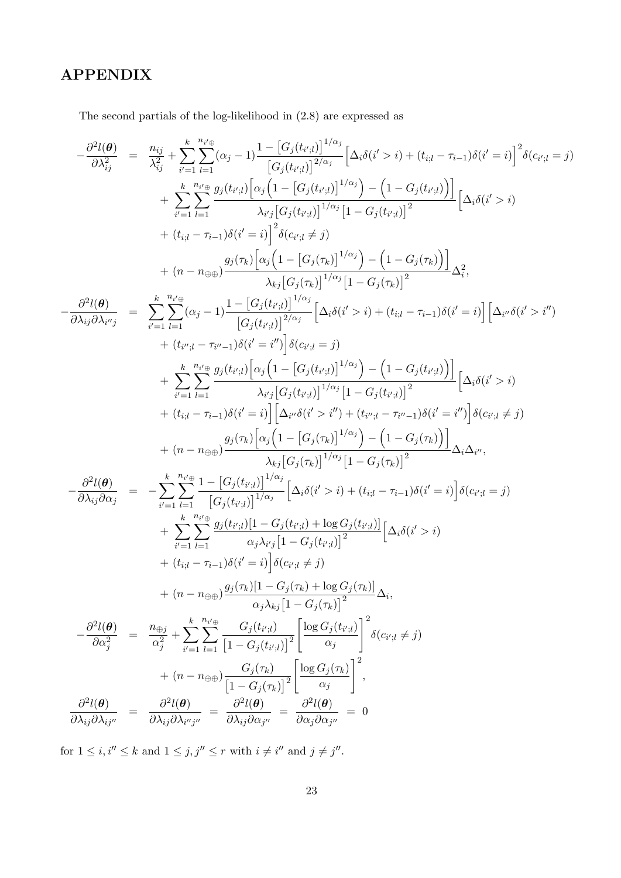# APPENDIX

The second partials of the log-likelihood in (2.8) are expressed as

$$
\begin{aligned}
-\frac{\partial^2 l(\boldsymbol{\theta})}{\partial \lambda_{ij}^2} &= \frac{n_{ij}}{\lambda_{ij}^2} + \sum_{i'=1}^{k}\sum_{l=1}^{n_{i'\oplus}} (\alpha_j - 1)\frac{1-\big[G_j(t_{i';l})\big]^{1/\alpha_j}}{\big[G_j(t_{i';l})\big]^{2/\alpha_j}}\Big[\Delta_i \delta(i'>i) + (t_{i;l}-\tau_{i-1})\delta(i'=i)\Big]^2 \delta(c_{i';l}=j) \\
&\quad + \sum_{i'=1}^{k}\sum_{l=1}^{n_{i'\oplus}} \frac{g_j(t_{i';l})\Big[\alpha_j\Big(1-\big[G_j(t_{i';l})\big]^{1/\alpha_j}\Big) - \Big(1-G_j(t_{i';l})\Big)\Big]}{\lambda_{i'j}\big[G_j(t_{i';l})\big]^{1/\alpha_j}\big[1-G_j(t_{i';l})\big]^2}\Big[\Delta_i\delta(i'>i) \\
&\quad + (t_{i;l}-\tau_{i-1})\delta(i'=i)\Big]^2\delta(c_{i';l}\neq j) \\
&\quad + (n-n_{\oplus\oplus})\frac{g_j(\tau_k)\Big[\alpha_j\Big(1-\big[G_j(\tau_k)\big]^{1/\alpha_j}\Big) - \Big(1-G_j(\tau_k)\Big)\Big]}{\lambda_{kj}\big[G_j(\tau_k)\big]^{1/\alpha_j}\big[1-G_j(\tau_k)\big]^2}\Delta_i^2, \\
-\frac{\partial^2 l(\boldsymbol{\theta})}{\partial \lambda_{ij}\partial \lambda_{i''j}} &= \sum_{i'=1}^{k}\sum_{l=1}^{n_{i'\oplus}} (\alpha_j - 1)\frac{1-\big[G_j(t_{i';l})\big]^{1/\alpha_j}}{\big[G_j(t_{i';l})\big]^{2/\alpha_j}}\Big[\Delta_i \delta(i'>i) + (t_{i;l}-\tau_{i-1})\delta(i'=i)\Big]\Big[\Delta_{i''}\delta(i'>i'') \\
&\quad + (t_{i'';l}-\tau_{i''-1})\delta(i'=i'')\Big]\delta(c_{i';l}=j) \\
&\quad + \sum_{i'=1}^{k}\sum_{l=1}^{n_{i'\oplus}} \frac{g_j(t_{i';l})\Big[\alpha_j\Big(1-\big[G_j(t_{i';l})\big]^{1/\alpha_j}\Big) - \Big(1-G_j(t_{i';l})\Big)\Big]}{\lambda_{i'j}\big[G_j(t_{i';l})\big]^{1/\alpha_j}\big[1-G_j(t_{i';l})\big]^2}\Big[\Delta_i\delta(i'>i) \\
&\quad + (t_{i;l}-\tau_{i-1})\delta(i'=i)\Big]\Big[\Delta_{i''}\delta(i'>i'') + (t_{i'';l}-\tau_{i''-1})\delta(i'=i'')\Big]\delta(c_{i';l}\neq j) \\
&\quad + (n-n_{\oplus\oplus})\frac{g_j(\tau_k)\Big[\alpha_j\Big(1-\big[G_j(\tau_k)\big]^{1/\alpha_j}\Big) - \Big(1-G_j(\tau_k)\Big)\Big]}{\lambda_{kj}\big[G_j(\tau_k)\big]^{1/\alpha_j}\big[1-G_j(\tau_k)\big]^2}\Delta_i\Delta_{i''}, \\
-\frac{\partial^2 l(\boldsymbol{\theta})}{\partial \lambda_{ij}\partial \alpha_j} &= -\sum_{i'=1}^{k}\sum_{l=1}^{n_{i'\oplus}} \frac{1-\big[G_j(t_{i';l})\big]^{1/\alpha_j}}{\big[G_j(t_{i';l})\big]^{1/\alpha_j}}\Big[\Delta_i \delta(i'>i) + (t_{i;l}-\tau_{i-1})\delta(i'=i)\Big]\delta(c_{i';l}=j) \\
&\quad + \sum_{i'=1}^{k}\sum_{l=1}^{n_{i'\oplus}} \frac{g_j(t_{i';l})[1-G_j(t_{i';l})+\log G_j(t_{i';l})]}{\alpha_j\lambda_{i'j}\big[1-G_j(t_{i';l})\big]^2}\Big[\Delta_i\delta(i'>i) \\
&\quad + (t_{i;l}-\tau_{i-1})\delta(i'=i)\Big]\delta(c_{i';l}\neq j) \\
&\quad + (n-n_{\oplus\oplus})\frac{g_j(\tau_k)[1-G_j(\tau_k)+\log G_j(\tau_k)]}{\alpha_j\lambda_{kj}\big[1-G_j(\tau_k)\big]^2}\Delta_i, \\
-\frac{\partial^2 l(\boldsymbol{\theta})}{\partial \alpha_j^2} &= \frac{n_{\oplus j}}{\alpha_j^2} + \sum_{i'=1}^{k}\sum_{l=1}^{n_{i'\oplus}} \frac{G_j(t_{i';l})}{\big[1-G_j(t_{i';l})\big]^2}\left[\frac{\log G_j(t_{i';l})}{\alpha_j}\right]^2\delta(c_{i';l}\neq j) \\
&\quad + (n-n_{\oplus\oplus})\frac{G_j(\tau_k)}{\big[1-G_j(\tau_k)\big]^2}\left[\frac{\log G_j(\tau_k)}{\alpha_j}\right]^2, \\
\frac{\partial^2 l(\boldsymbol{\theta})}{\partial \lambda_{ij}\partial \lambda_{ij''}} &= \frac{\partial^2 l(\boldsymbol{\theta})}{\partial \lambda_{ij}\partial \lambda_{i''j''}} = \frac{\partial^2 l(\boldsymbol{\theta})}{\partial \lambda_{ij}\partial \alpha_{j''}} = \frac{\partial^2 l(\boldsymbol{\theta})}{\partial \alpha_j\partial \alpha_{j''}} = 0
\end{aligned}
$$

for $1 \le i, i'' \le k$ and $1 \le j, j'' \le r$ with $i \neq i''$ and $j \neq j''$.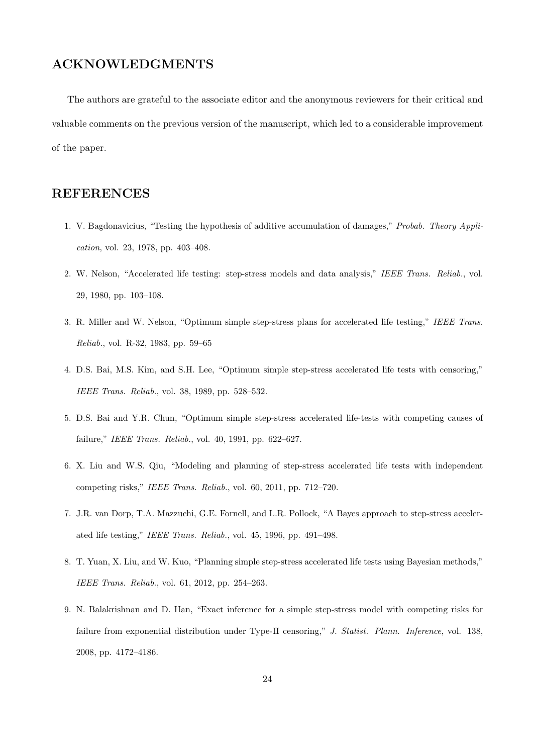## ACKNOWLEDGMENTS

The authors are grateful to the associate editor and the anonymous reviewers for their critical and valuable comments on the previous version of the manuscript, which led to a considerable improvement of the paper.

## REFERENCES

1. V. Bagdonavicius, "Testing the hypothesis of additive accumulation of damages," *Probab. Theory Application*, vol. 23, 1978, pp. 403–408.
2. W. Nelson, "Accelerated life testing: step-stress models and data analysis," *IEEE Trans. Reliab.*, vol. 29, 1980, pp. 103–108.
3. R. Miller and W. Nelson, "Optimum simple step-stress plans for accelerated life testing," *IEEE Trans. Reliab.*, vol. R-32, 1983, pp. 59–65
4. D.S. Bai, M.S. Kim, and S.H. Lee, "Optimum simple step-stress accelerated life tests with censoring," *IEEE Trans. Reliab.*, vol. 38, 1989, pp. 528–532.
5. D.S. Bai and Y.R. Chun, "Optimum simple step-stress accelerated life-tests with competing causes of failure," *IEEE Trans. Reliab.*, vol. 40, 1991, pp. 622–627.
6. X. Liu and W.S. Qiu, "Modeling and planning of step-stress accelerated life tests with independent competing risks," *IEEE Trans. Reliab.*, vol. 60, 2011, pp. 712–720.
7. J.R. van Dorp, T.A. Mazzuchi, G.E. Fornell, and L.R. Pollock, "A Bayes approach to step-stress accelerated life testing," *IEEE Trans. Reliab.*, vol. 45, 1996, pp. 491–498.
8. T. Yuan, X. Liu, and W. Kuo, "Planning simple step-stress accelerated life tests using Bayesian methods," *IEEE Trans. Reliab.*, vol. 61, 2012, pp. 254–263.
9. N. Balakrishnan and D. Han, "Exact inference for a simple step-stress model with competing risks for failure from exponential distribution under Type-II censoring," *J. Statist. Plann. Inference*, vol. 138, 2008, pp. 4172–4186.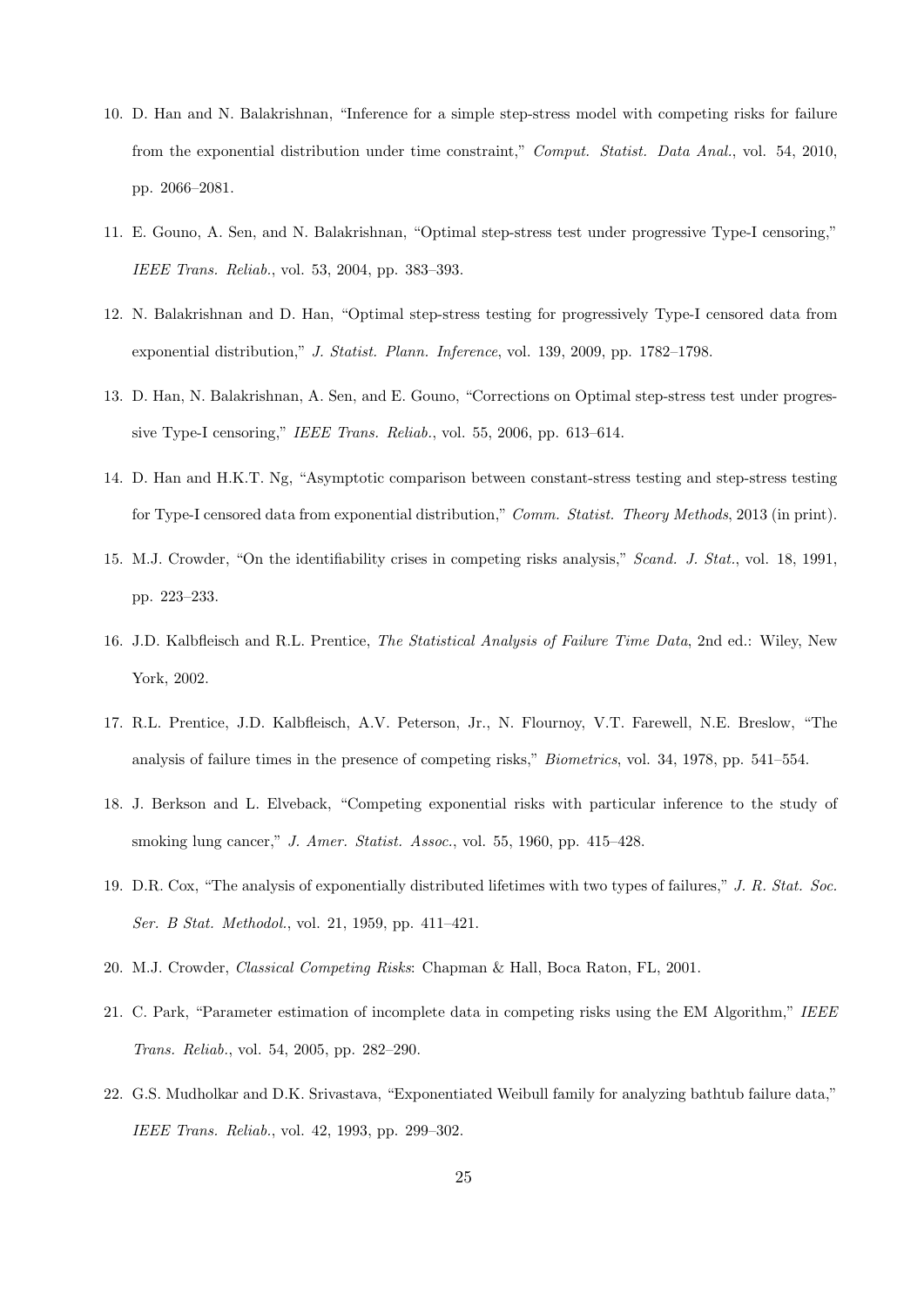10. D. Han and N. Balakrishnan, "Inference for a simple step-stress model with competing risks for failure from the exponential distribution under time constraint," *Comput. Statist. Data Anal.*, vol. 54, 2010, pp. 2066–2081.

11. E. Gouno, A. Sen, and N. Balakrishnan, "Optimal step-stress test under progressive Type-I censoring," *IEEE Trans. Reliab.*, vol. 53, 2004, pp. 383–393.

12. N. Balakrishnan and D. Han, "Optimal step-stress testing for progressively Type-I censored data from exponential distribution," *J. Statist. Plann. Inference*, vol. 139, 2009, pp. 1782–1798.

13. D. Han, N. Balakrishnan, A. Sen, and E. Gouno, "Corrections on Optimal step-stress test under progressive Type-I censoring," *IEEE Trans. Reliab.*, vol. 55, 2006, pp. 613–614.

14. D. Han and H.K.T. Ng, "Asymptotic comparison between constant-stress testing and step-stress testing for Type-I censored data from exponential distribution," *Comm. Statist. Theory Methods*, 2013 (in print).

15. M.J. Crowder, "On the identifiability crises in competing risks analysis," *Scand. J. Stat.*, vol. 18, 1991, pp. 223–233.

16. J.D. Kalbfleisch and R.L. Prentice, *The Statistical Analysis of Failure Time Data*, 2nd ed.: Wiley, New York, 2002.

17. R.L. Prentice, J.D. Kalbfleisch, A.V. Peterson, Jr., N. Flournoy, V.T. Farewell, N.E. Breslow, "The analysis of failure times in the presence of competing risks," *Biometrics*, vol. 34, 1978, pp. 541–554.

18. J. Berkson and L. Elveback, "Competing exponential risks with particular inference to the study of smoking lung cancer," *J. Amer. Statist. Assoc.*, vol. 55, 1960, pp. 415–428.

19. D.R. Cox, "The analysis of exponentially distributed lifetimes with two types of failures," *J. R. Stat. Soc. Ser. B Stat. Methodol.*, vol. 21, 1959, pp. 411–421.

20. M.J. Crowder, *Classical Competing Risks*: Chapman & Hall, Boca Raton, FL, 2001.

21. C. Park, "Parameter estimation of incomplete data in competing risks using the EM Algorithm," *IEEE Trans. Reliab.*, vol. 54, 2005, pp. 282–290.

22. G.S. Mudholkar and D.K. Srivastava, "Exponentiated Weibull family for analyzing bathtub failure data," *IEEE Trans. Reliab.*, vol. 42, 1993, pp. 299–302.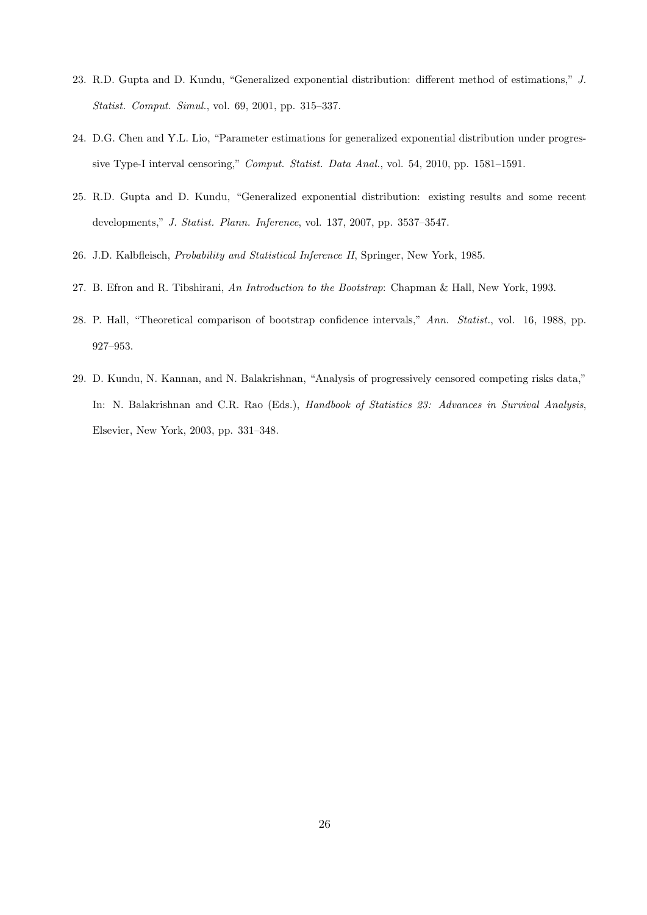23. R.D. Gupta and D. Kundu, "Generalized exponential distribution: different method of estimations," *J. Statist. Comput. Simul.*, vol. 69, 2001, pp. 315–337.

24. D.G. Chen and Y.L. Lio, "Parameter estimations for generalized exponential distribution under progressive Type-I interval censoring," *Comput. Statist. Data Anal.*, vol. 54, 2010, pp. 1581–1591.

25. R.D. Gupta and D. Kundu, "Generalized exponential distribution: existing results and some recent developments," *J. Statist. Plann. Inference*, vol. 137, 2007, pp. 3537–3547.

26. J.D. Kalbfleisch, *Probability and Statistical Inference II*, Springer, New York, 1985.

27. B. Efron and R. Tibshirani, *An Introduction to the Bootstrap*: Chapman & Hall, New York, 1993.

28. P. Hall, "Theoretical comparison of bootstrap confidence intervals," *Ann. Statist.*, vol. 16, 1988, pp. 927–953.

29. D. Kundu, N. Kannan, and N. Balakrishnan, "Analysis of progressively censored competing risks data," In: N. Balakrishnan and C.R. Rao (Eds.), *Handbook of Statistics 23: Advances in Survival Analysis*, Elsevier, New York, 2003, pp. 331–348.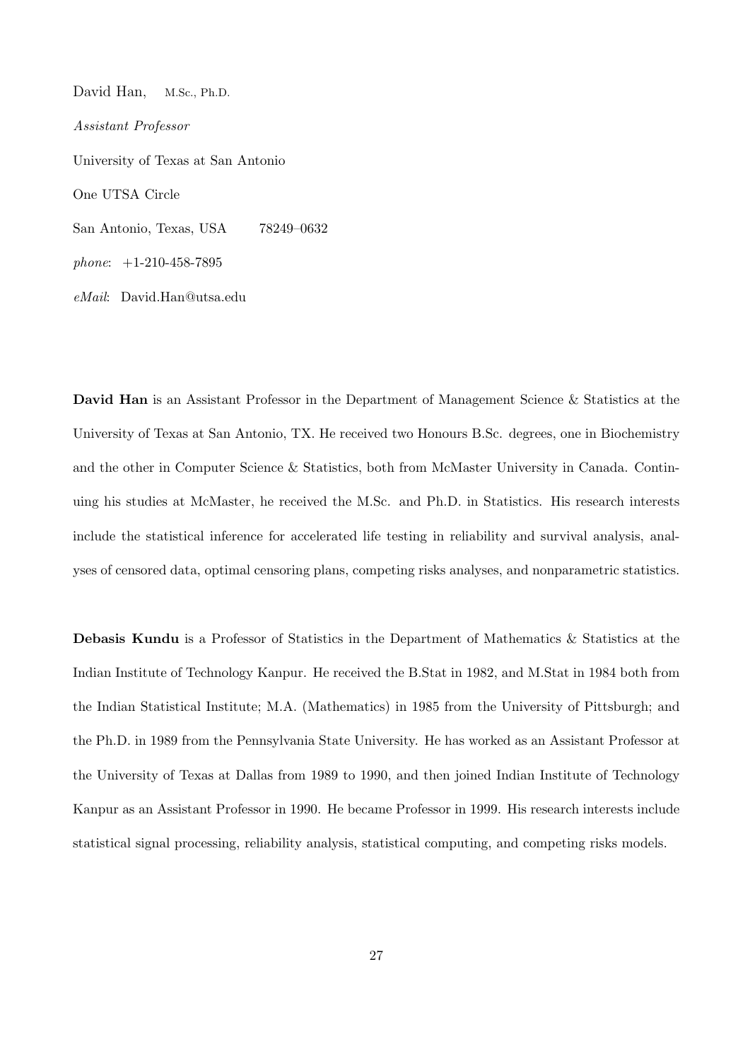David Han, M.Sc., Ph.D.

*Assistant Professor*

University of Texas at San Antonio

One UTSA Circle

San Antonio, Texas, USA 78249–0632

*phone*: +1-210-458-7895

*eMail*: David.Han@utsa.edu

**David Han** is an Assistant Professor in the Department of Management Science & Statistics at the University of Texas at San Antonio, TX. He received two Honours B.Sc. degrees, one in Biochemistry and the other in Computer Science & Statistics, both from McMaster University in Canada. Continuing his studies at McMaster, he received the M.Sc. and Ph.D. in Statistics. His research interests include the statistical inference for accelerated life testing in reliability and survival analysis, analyses of censored data, optimal censoring plans, competing risks analyses, and nonparametric statistics.

**Debasis Kundu** is a Professor of Statistics in the Department of Mathematics & Statistics at the Indian Institute of Technology Kanpur. He received the B.Stat in 1982, and M.Stat in 1984 both from the Indian Statistical Institute; M.A. (Mathematics) in 1985 from the University of Pittsburgh; and the Ph.D. in 1989 from the Pennsylvania State University. He has worked as an Assistant Professor at the University of Texas at Dallas from 1989 to 1990, and then joined Indian Institute of Technology Kanpur as an Assistant Professor in 1990. He became Professor in 1999. His research interests include statistical signal processing, reliability analysis, statistical computing, and competing risks models.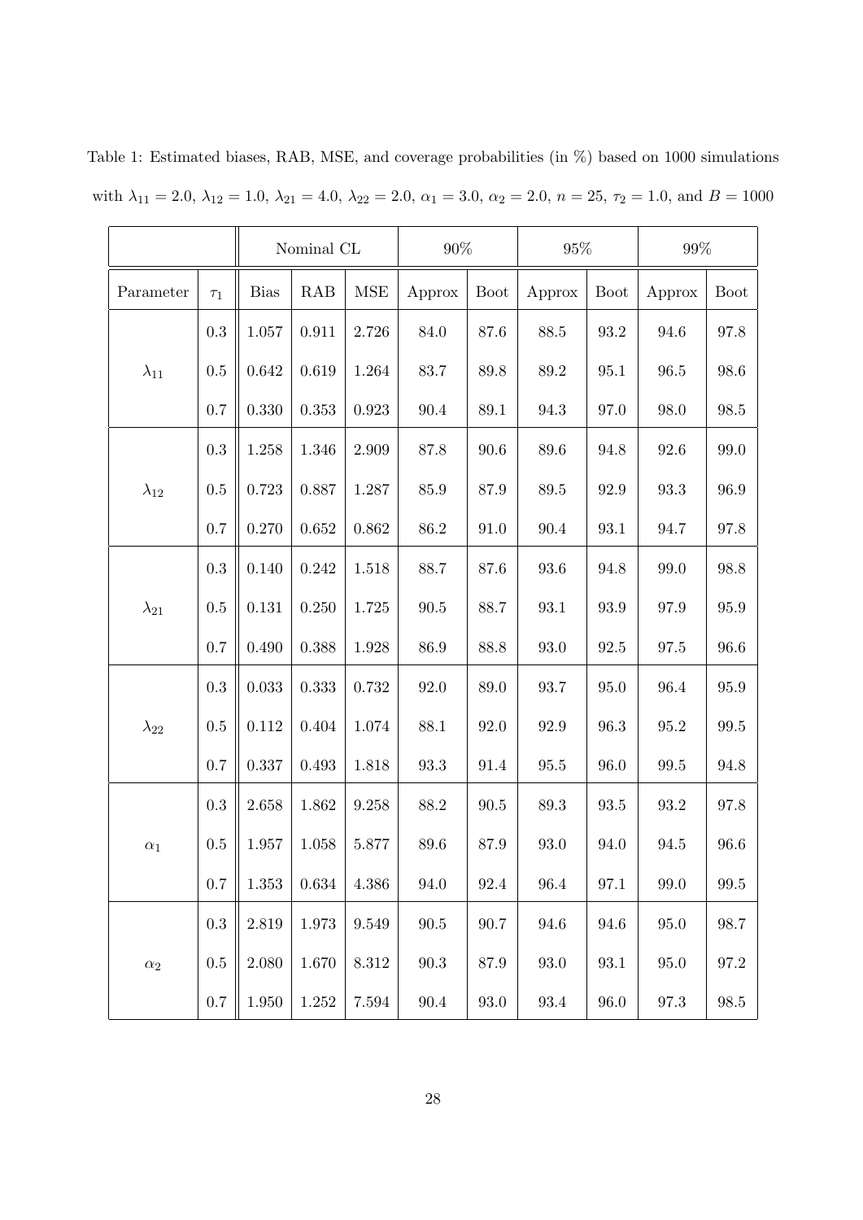Table 1: Estimated biases, RAB, MSE, and coverage probabilities (in %) based on 1000 simulations with $\lambda_{11} = 2.0$, $\lambda_{12} = 1.0$, $\lambda_{21} = 4.0$, $\lambda_{22} = 2.0$, $\alpha_1 = 3.0$, $\alpha_2 = 2.0$, $n = 25$, $\tau_2 = 1.0$, and $B = 1000$

| | | Nominal CL | | | 90% | | 95% | | 99% | |
|---|---|---|---|---|---|---|---|---|---|---|
| Parameter | $\tau_1$ | Bias | RAB | MSE | Approx | Boot | Approx | Boot | Approx | Boot |
| $\lambda_{11}$ | 0.3 | 1.057 | 0.911 | 2.726 | 84.0 | 87.6 | 88.5 | 93.2 | 94.6 | 97.8 |
| | 0.5 | 0.642 | 0.619 | 1.264 | 83.7 | 89.8 | 89.2 | 95.1 | 96.5 | 98.6 |
| | 0.7 | 0.330 | 0.353 | 0.923 | 90.4 | 89.1 | 94.3 | 97.0 | 98.0 | 98.5 |
| $\lambda_{12}$ | 0.3 | 1.258 | 1.346 | 2.909 | 87.8 | 90.6 | 89.6 | 94.8 | 92.6 | 99.0 |
| | 0.5 | 0.723 | 0.887 | 1.287 | 85.9 | 87.9 | 89.5 | 92.9 | 93.3 | 96.9 |
| | 0.7 | 0.270 | 0.652 | 0.862 | 86.2 | 91.0 | 90.4 | 93.1 | 94.7 | 97.8 |
| $\lambda_{21}$ | 0.3 | 0.140 | 0.242 | 1.518 | 88.7 | 87.6 | 93.6 | 94.8 | 99.0 | 98.8 |
| | 0.5 | 0.131 | 0.250 | 1.725 | 90.5 | 88.7 | 93.1 | 93.9 | 97.9 | 95.9 |
| | 0.7 | 0.490 | 0.388 | 1.928 | 86.9 | 88.8 | 93.0 | 92.5 | 97.5 | 96.6 |
| $\lambda_{22}$ | 0.3 | 0.033 | 0.333 | 0.732 | 92.0 | 89.0 | 93.7 | 95.0 | 96.4 | 95.9 |
| | 0.5 | 0.112 | 0.404 | 1.074 | 88.1 | 92.0 | 92.9 | 96.3 | 95.2 | 99.5 |
| | 0.7 | 0.337 | 0.493 | 1.818 | 93.3 | 91.4 | 95.5 | 96.0 | 99.5 | 94.8 |
| $\alpha_1$ | 0.3 | 2.658 | 1.862 | 9.258 | 88.2 | 90.5 | 89.3 | 93.5 | 93.2 | 97.8 |
| | 0.5 | 1.957 | 1.058 | 5.877 | 89.6 | 87.9 | 93.0 | 94.0 | 94.5 | 96.6 |
| | 0.7 | 1.353 | 0.634 | 4.386 | 94.0 | 92.4 | 96.4 | 97.1 | 99.0 | 99.5 |
| $\alpha_2$ | 0.3 | 2.819 | 1.973 | 9.549 | 90.5 | 90.7 | 94.6 | 94.6 | 95.0 | 98.7 |
| | 0.5 | 2.080 | 1.670 | 8.312 | 90.3 | 87.9 | 93.0 | 93.1 | 95.0 | 97.2 |
| | 0.7 | 1.950 | 1.252 | 7.594 | 90.4 | 93.0 | 93.4 | 96.0 | 97.3 | 98.5 |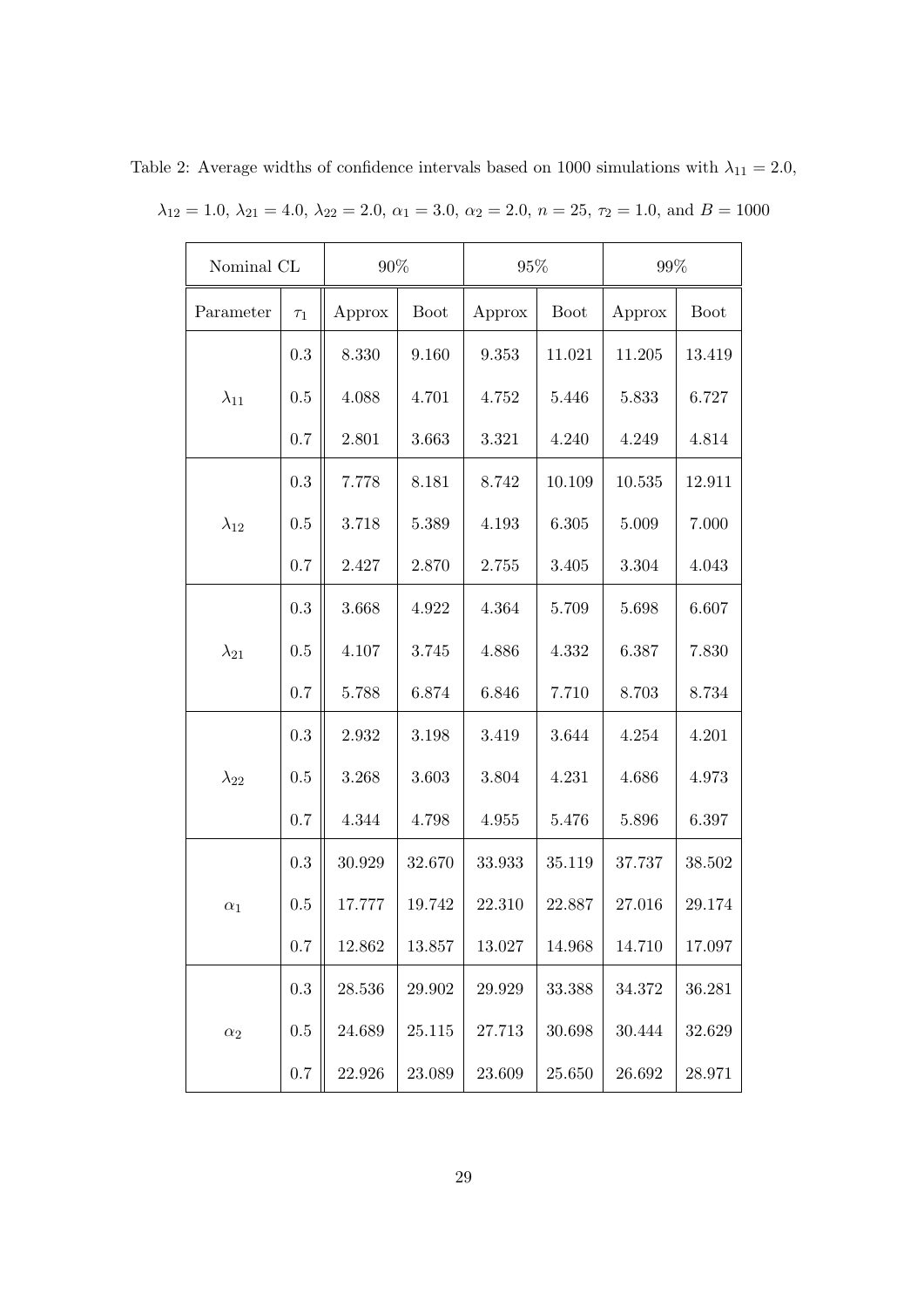Table 2: Average widths of confidence intervals based on 1000 simulations with $\lambda_{11} = 2.0$, $\lambda_{12} = 1.0$, $\lambda_{21} = 4.0$, $\lambda_{22} = 2.0$, $\alpha_1 = 3.0$, $\alpha_2 = 2.0$, $n = 25$, $\tau_2 = 1.0$, and $B = 1000$

| Nominal CL | | 90% | | 95% | | 99% | |
|---|---|---|---|---|---|---|---|
| Parameter | $\tau_1$ | Approx | Boot | Approx | Boot | Approx | Boot |
| $\lambda_{11}$ | 0.3 | 8.330 | 9.160 | 9.353 | 11.021 | 11.205 | 13.419 |
| | 0.5 | 4.088 | 4.701 | 4.752 | 5.446 | 5.833 | 6.727 |
| | 0.7 | 2.801 | 3.663 | 3.321 | 4.240 | 4.249 | 4.814 |
| $\lambda_{12}$ | 0.3 | 7.778 | 8.181 | 8.742 | 10.109 | 10.535 | 12.911 |
| | 0.5 | 3.718 | 5.389 | 4.193 | 6.305 | 5.009 | 7.000 |
| | 0.7 | 2.427 | 2.870 | 2.755 | 3.405 | 3.304 | 4.043 |
| $\lambda_{21}$ | 0.3 | 3.668 | 4.922 | 4.364 | 5.709 | 5.698 | 6.607 |
| | 0.5 | 4.107 | 3.745 | 4.886 | 4.332 | 6.387 | 7.830 |
| | 0.7 | 5.788 | 6.874 | 6.846 | 7.710 | 8.703 | 8.734 |
| $\lambda_{22}$ | 0.3 | 2.932 | 3.198 | 3.419 | 3.644 | 4.254 | 4.201 |
| | 0.5 | 3.268 | 3.603 | 3.804 | 4.231 | 4.686 | 4.973 |
| | 0.7 | 4.344 | 4.798 | 4.955 | 5.476 | 5.896 | 6.397 |
| $\alpha_1$ | 0.3 | 30.929 | 32.670 | 33.933 | 35.119 | 37.737 | 38.502 |
| | 0.5 | 17.777 | 19.742 | 22.310 | 22.887 | 27.016 | 29.174 |
| | 0.7 | 12.862 | 13.857 | 13.027 | 14.968 | 14.710 | 17.097 |
| $\alpha_2$ | 0.3 | 28.536 | 29.902 | 29.929 | 33.388 | 34.372 | 36.281 |
| | 0.5 | 24.689 | 25.115 | 27.713 | 30.698 | 30.444 | 32.629 |
| | 0.7 | 22.926 | 23.089 | 23.609 | 25.650 | 26.692 | 28.971 |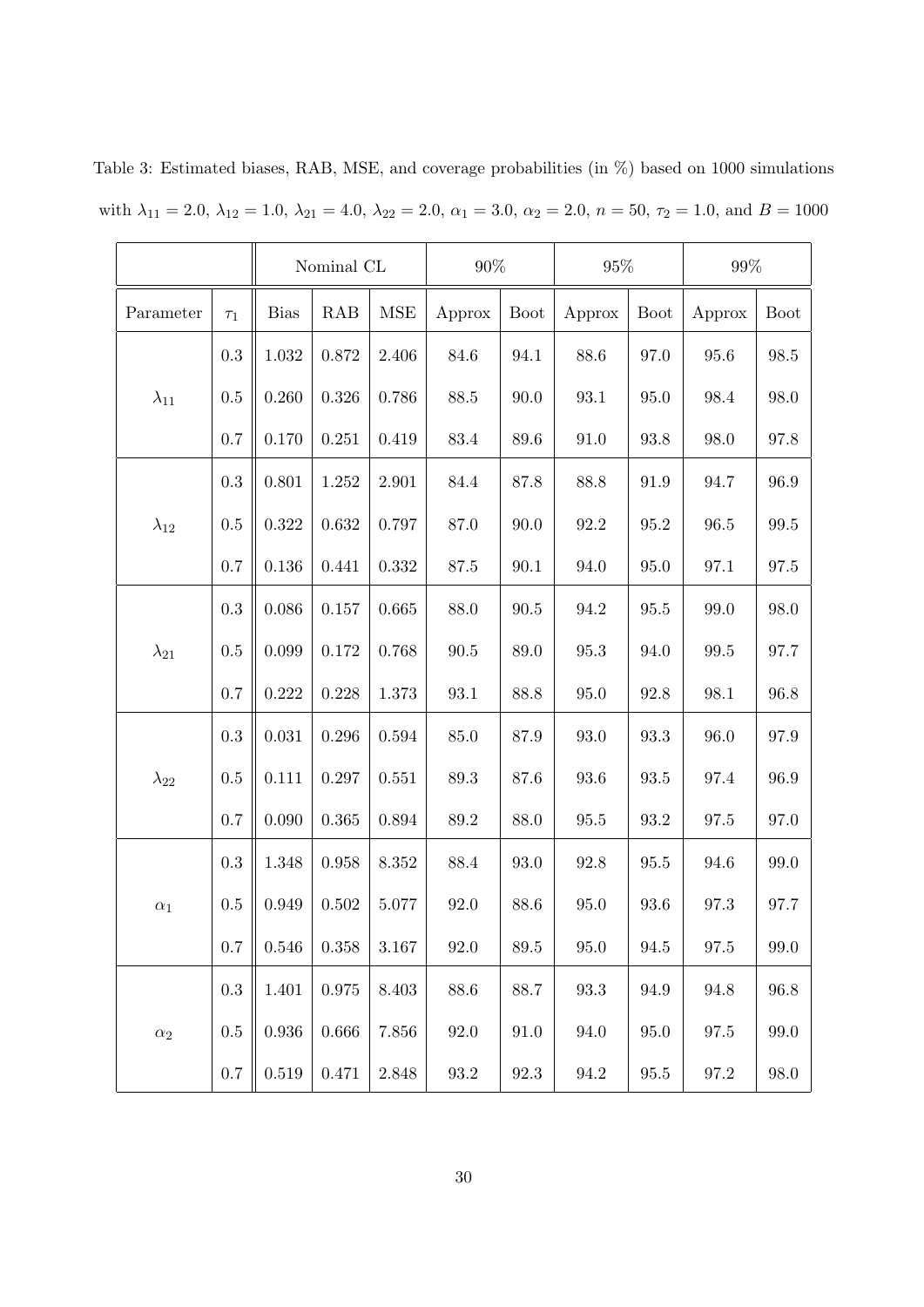Table 3: Estimated biases, RAB, MSE, and coverage probabilities (in %) based on 1000 simulations with $\lambda_{11} = 2.0$, $\lambda_{12} = 1.0$, $\lambda_{21} = 4.0$, $\lambda_{22} = 2.0$, $\alpha_1 = 3.0$, $\alpha_2 = 2.0$, $n = 50$, $\tau_2 = 1.0$, and $B = 1000$

| | | Nominal CL | | | 90% | | 95% | | 99% | |
|---|---|---|---|---|---|---|---|---|---|---|
| Parameter | $\tau_1$ | Bias | RAB | MSE | Approx | Boot | Approx | Boot | Approx | Boot |
| $\lambda_{11}$ | 0.3 | 1.032 | 0.872 | 2.406 | 84.6 | 94.1 | 88.6 | 97.0 | 95.6 | 98.5 |
| | 0.5 | 0.260 | 0.326 | 0.786 | 88.5 | 90.0 | 93.1 | 95.0 | 98.4 | 98.0 |
| | 0.7 | 0.170 | 0.251 | 0.419 | 83.4 | 89.6 | 91.0 | 93.8 | 98.0 | 97.8 |
| $\lambda_{12}$ | 0.3 | 0.801 | 1.252 | 2.901 | 84.4 | 87.8 | 88.8 | 91.9 | 94.7 | 96.9 |
| | 0.5 | 0.322 | 0.632 | 0.797 | 87.0 | 90.0 | 92.2 | 95.2 | 96.5 | 99.5 |
| | 0.7 | 0.136 | 0.441 | 0.332 | 87.5 | 90.1 | 94.0 | 95.0 | 97.1 | 97.5 |
| $\lambda_{21}$ | 0.3 | 0.086 | 0.157 | 0.665 | 88.0 | 90.5 | 94.2 | 95.5 | 99.0 | 98.0 |
| | 0.5 | 0.099 | 0.172 | 0.768 | 90.5 | 89.0 | 95.3 | 94.0 | 99.5 | 97.7 |
| | 0.7 | 0.222 | 0.228 | 1.373 | 93.1 | 88.8 | 95.0 | 92.8 | 98.1 | 96.8 |
| $\lambda_{22}$ | 0.3 | 0.031 | 0.296 | 0.594 | 85.0 | 87.9 | 93.0 | 93.3 | 96.0 | 97.9 |
| | 0.5 | 0.111 | 0.297 | 0.551 | 89.3 | 87.6 | 93.6 | 93.5 | 97.4 | 96.9 |
| | 0.7 | 0.090 | 0.365 | 0.894 | 89.2 | 88.0 | 95.5 | 93.2 | 97.5 | 97.0 |
| $\alpha_1$ | 0.3 | 1.348 | 0.958 | 8.352 | 88.4 | 93.0 | 92.8 | 95.5 | 94.6 | 99.0 |
| | 0.5 | 0.949 | 0.502 | 5.077 | 92.0 | 88.6 | 95.0 | 93.6 | 97.3 | 97.7 |
| | 0.7 | 0.546 | 0.358 | 3.167 | 92.0 | 89.5 | 95.0 | 94.5 | 97.5 | 99.0 |
| $\alpha_2$ | 0.3 | 1.401 | 0.975 | 8.403 | 88.6 | 88.7 | 93.3 | 94.9 | 94.8 | 96.8 |
| | 0.5 | 0.936 | 0.666 | 7.856 | 92.0 | 91.0 | 94.0 | 95.0 | 97.5 | 99.0 |
| | 0.7 | 0.519 | 0.471 | 2.848 | 93.2 | 92.3 | 94.2 | 95.5 | 97.2 | 98.0 |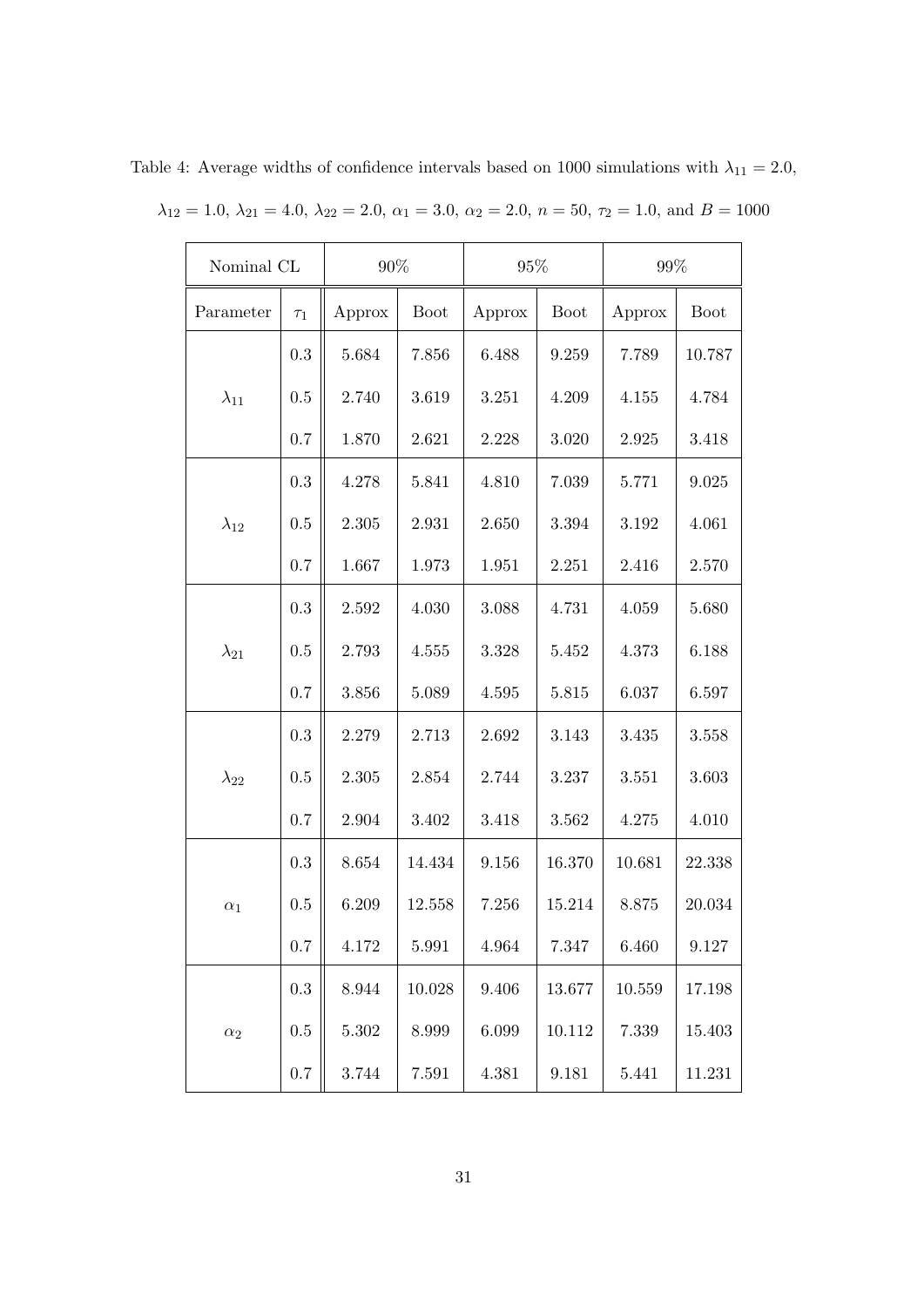Table 4: Average widths of confidence intervals based on 1000 simulations with $\lambda_{11} = 2.0$, $\lambda_{12} = 1.0$, $\lambda_{21} = 4.0$, $\lambda_{22} = 2.0$, $\alpha_1 = 3.0$, $\alpha_2 = 2.0$, $n = 50$, $\tau_2 = 1.0$, and $B = 1000$

| Nominal CL | | 90% | | 95% | | 99% | |
|---|---|---|---|---|---|---|---|
| Parameter | $\tau_1$ | Approx | Boot | Approx | Boot | Approx | Boot |
| $\lambda_{11}$ | 0.3 | 5.684 | 7.856 | 6.488 | 9.259 | 7.789 | 10.787 |
| | 0.5 | 2.740 | 3.619 | 3.251 | 4.209 | 4.155 | 4.784 |
| | 0.7 | 1.870 | 2.621 | 2.228 | 3.020 | 2.925 | 3.418 |
| $\lambda_{12}$ | 0.3 | 4.278 | 5.841 | 4.810 | 7.039 | 5.771 | 9.025 |
| | 0.5 | 2.305 | 2.931 | 2.650 | 3.394 | 3.192 | 4.061 |
| | 0.7 | 1.667 | 1.973 | 1.951 | 2.251 | 2.416 | 2.570 |
| $\lambda_{21}$ | 0.3 | 2.592 | 4.030 | 3.088 | 4.731 | 4.059 | 5.680 |
| | 0.5 | 2.793 | 4.555 | 3.328 | 5.452 | 4.373 | 6.188 |
| | 0.7 | 3.856 | 5.089 | 4.595 | 5.815 | 6.037 | 6.597 |
| $\lambda_{22}$ | 0.3 | 2.279 | 2.713 | 2.692 | 3.143 | 3.435 | 3.558 |
| | 0.5 | 2.305 | 2.854 | 2.744 | 3.237 | 3.551 | 3.603 |
| | 0.7 | 2.904 | 3.402 | 3.418 | 3.562 | 4.275 | 4.010 |
| $\alpha_1$ | 0.3 | 8.654 | 14.434 | 9.156 | 16.370 | 10.681 | 22.338 |
| | 0.5 | 6.209 | 12.558 | 7.256 | 15.214 | 8.875 | 20.034 |
| | 0.7 | 4.172 | 5.991 | 4.964 | 7.347 | 6.460 | 9.127 |
| $\alpha_2$ | 0.3 | 8.944 | 10.028 | 9.406 | 13.677 | 10.559 | 17.198 |
| | 0.5 | 5.302 | 8.999 | 6.099 | 10.112 | 7.339 | 15.403 |
| | 0.7 | 3.744 | 7.591 | 4.381 | 9.181 | 5.441 | 11.231 |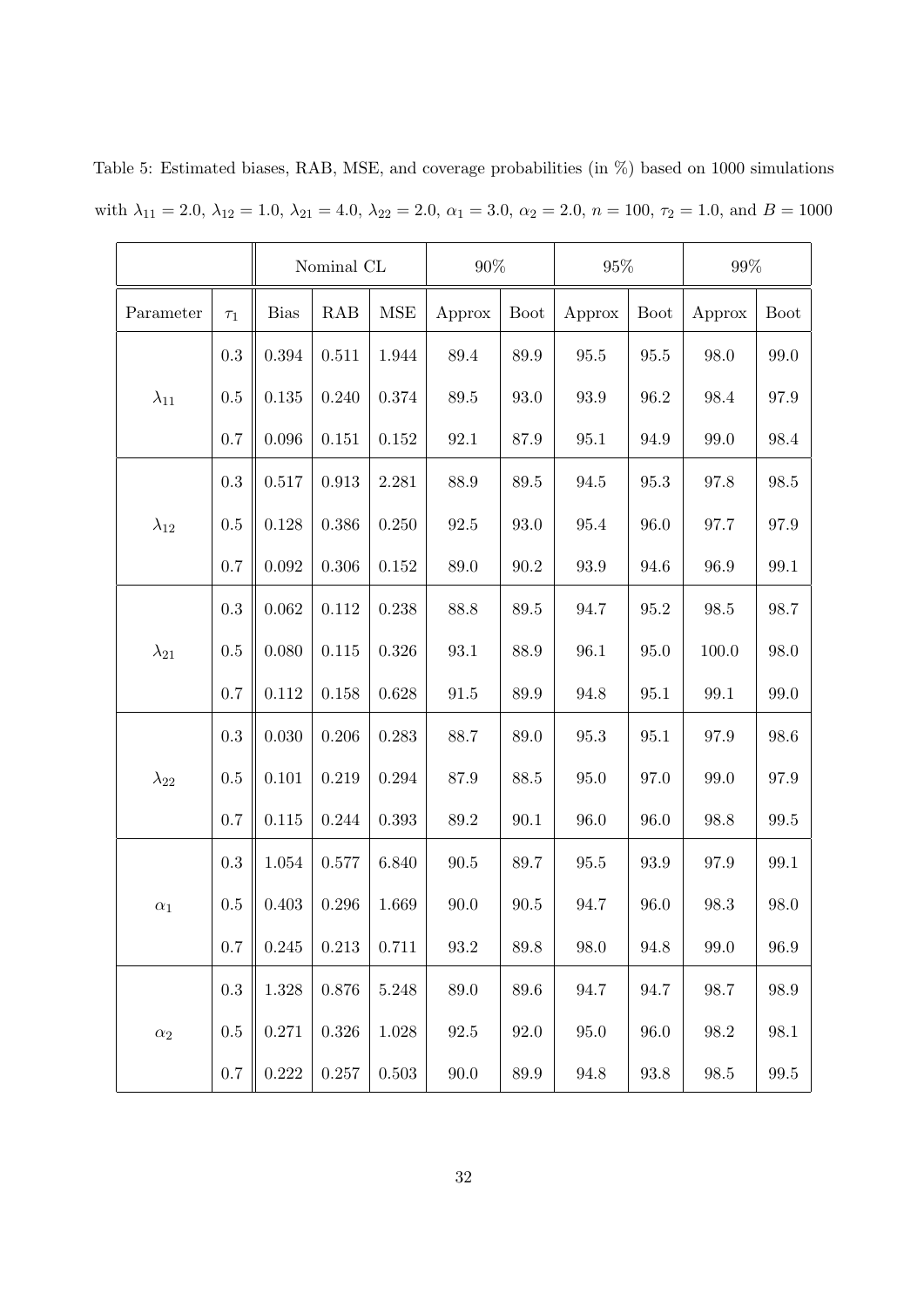Table 5: Estimated biases, RAB, MSE, and coverage probabilities (in %) based on 1000 simulations with $\lambda_{11} = 2.0$, $\lambda_{12} = 1.0$, $\lambda_{21} = 4.0$, $\lambda_{22} = 2.0$, $\alpha_1 = 3.0$, $\alpha_2 = 2.0$, $n = 100$, $\tau_2 = 1.0$, and $B = 1000$

| | | Nominal CL | | | 90% | | 95% | | 99% | |
|---|---|---|---|---|---|---|---|---|---|---|
| Parameter | $\tau_1$ | Bias | RAB | MSE | Approx | Boot | Approx | Boot | Approx | Boot |
| $\lambda_{11}$ | 0.3 | 0.394 | 0.511 | 1.944 | 89.4 | 89.9 | 95.5 | 95.5 | 98.0 | 99.0 |
| | 0.5 | 0.135 | 0.240 | 0.374 | 89.5 | 93.0 | 93.9 | 96.2 | 98.4 | 97.9 |
| | 0.7 | 0.096 | 0.151 | 0.152 | 92.1 | 87.9 | 95.1 | 94.9 | 99.0 | 98.4 |
| $\lambda_{12}$ | 0.3 | 0.517 | 0.913 | 2.281 | 88.9 | 89.5 | 94.5 | 95.3 | 97.8 | 98.5 |
| | 0.5 | 0.128 | 0.386 | 0.250 | 92.5 | 93.0 | 95.4 | 96.0 | 97.7 | 97.9 |
| | 0.7 | 0.092 | 0.306 | 0.152 | 89.0 | 90.2 | 93.9 | 94.6 | 96.9 | 99.1 |
| $\lambda_{21}$ | 0.3 | 0.062 | 0.112 | 0.238 | 88.8 | 89.5 | 94.7 | 95.2 | 98.5 | 98.7 |
| | 0.5 | 0.080 | 0.115 | 0.326 | 93.1 | 88.9 | 96.1 | 95.0 | 100.0 | 98.0 |
| | 0.7 | 0.112 | 0.158 | 0.628 | 91.5 | 89.9 | 94.8 | 95.1 | 99.1 | 99.0 |
| $\lambda_{22}$ | 0.3 | 0.030 | 0.206 | 0.283 | 88.7 | 89.0 | 95.3 | 95.1 | 97.9 | 98.6 |
| | 0.5 | 0.101 | 0.219 | 0.294 | 87.9 | 88.5 | 95.0 | 97.0 | 99.0 | 97.9 |
| | 0.7 | 0.115 | 0.244 | 0.393 | 89.2 | 90.1 | 96.0 | 96.0 | 98.8 | 99.5 |
| $\alpha_1$ | 0.3 | 1.054 | 0.577 | 6.840 | 90.5 | 89.7 | 95.5 | 93.9 | 97.9 | 99.1 |
| | 0.5 | 0.403 | 0.296 | 1.669 | 90.0 | 90.5 | 94.7 | 96.0 | 98.3 | 98.0 |
| | 0.7 | 0.245 | 0.213 | 0.711 | 93.2 | 89.8 | 98.0 | 94.8 | 99.0 | 96.9 |
| $\alpha_2$ | 0.3 | 1.328 | 0.876 | 5.248 | 89.0 | 89.6 | 94.7 | 94.7 | 98.7 | 98.9 |
| | 0.5 | 0.271 | 0.326 | 1.028 | 92.5 | 92.0 | 95.0 | 96.0 | 98.2 | 98.1 |
| | 0.7 | 0.222 | 0.257 | 0.503 | 90.0 | 89.9 | 94.8 | 93.8 | 98.5 | 99.5 |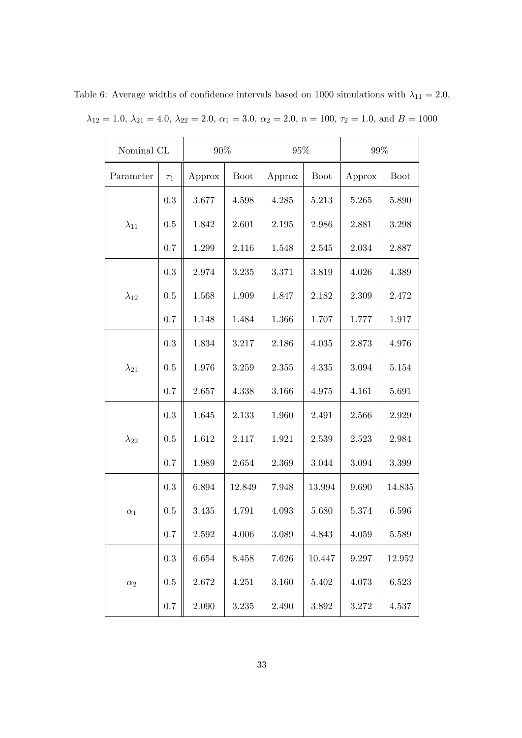Table 6: Average widths of confidence intervals based on 1000 simulations with $\lambda_{11} = 2.0$, $\lambda_{12} = 1.0$, $\lambda_{21} = 4.0$, $\lambda_{22} = 2.0$, $\alpha_1 = 3.0$, $\alpha_2 = 2.0$, $n = 100$, $\tau_2 = 1.0$, and $B = 1000$

| Nominal CL | | 90% | | 95% | | 99% | |
|---|---|---|---|---|---|---|---|
| Parameter | $\tau_1$ | Approx | Boot | Approx | Boot | Approx | Boot |
| $\lambda_{11}$ | 0.3 | 3.677 | 4.598 | 4.285 | 5.213 | 5.265 | 5.890 |
| | 0.5 | 1.842 | 2.601 | 2.195 | 2.986 | 2.881 | 3.298 |
| | 0.7 | 1.299 | 2.116 | 1.548 | 2.545 | 2.034 | 2.887 |
| $\lambda_{12}$ | 0.3 | 2.974 | 3.235 | 3.371 | 3.819 | 4.026 | 4.389 |
| | 0.5 | 1.568 | 1.909 | 1.847 | 2.182 | 2.309 | 2.472 |
| | 0.7 | 1.148 | 1.484 | 1.366 | 1.707 | 1.777 | 1.917 |
| $\lambda_{21}$ | 0.3 | 1.834 | 3.217 | 2.186 | 4.035 | 2.873 | 4.976 |
| | 0.5 | 1.976 | 3.259 | 2.355 | 4.335 | 3.094 | 5.154 |
| | 0.7 | 2.657 | 4.338 | 3.166 | 4.975 | 4.161 | 5.691 |
| $\lambda_{22}$ | 0.3 | 1.645 | 2.133 | 1.960 | 2.491 | 2.566 | 2.929 |
| | 0.5 | 1.612 | 2.117 | 1.921 | 2.539 | 2.523 | 2.984 |
| | 0.7 | 1.989 | 2.654 | 2.369 | 3.044 | 3.094 | 3.399 |
| $\alpha_1$ | 0.3 | 6.894 | 12.849 | 7.948 | 13.994 | 9.690 | 14.835 |
| | 0.5 | 3.435 | 4.791 | 4.093 | 5.680 | 5.374 | 6.596 |
| | 0.7 | 2.592 | 4.006 | 3.089 | 4.843 | 4.059 | 5.589 |
| $\alpha_2$ | 0.3 | 6.654 | 8.458 | 7.626 | 10.447 | 9.297 | 12.952 |
| | 0.5 | 2.672 | 4.251 | 3.160 | 5.402 | 4.073 | 6.523 |
| | 0.7 | 2.090 | 3.235 | 2.490 | 3.892 | 3.272 | 4.537 |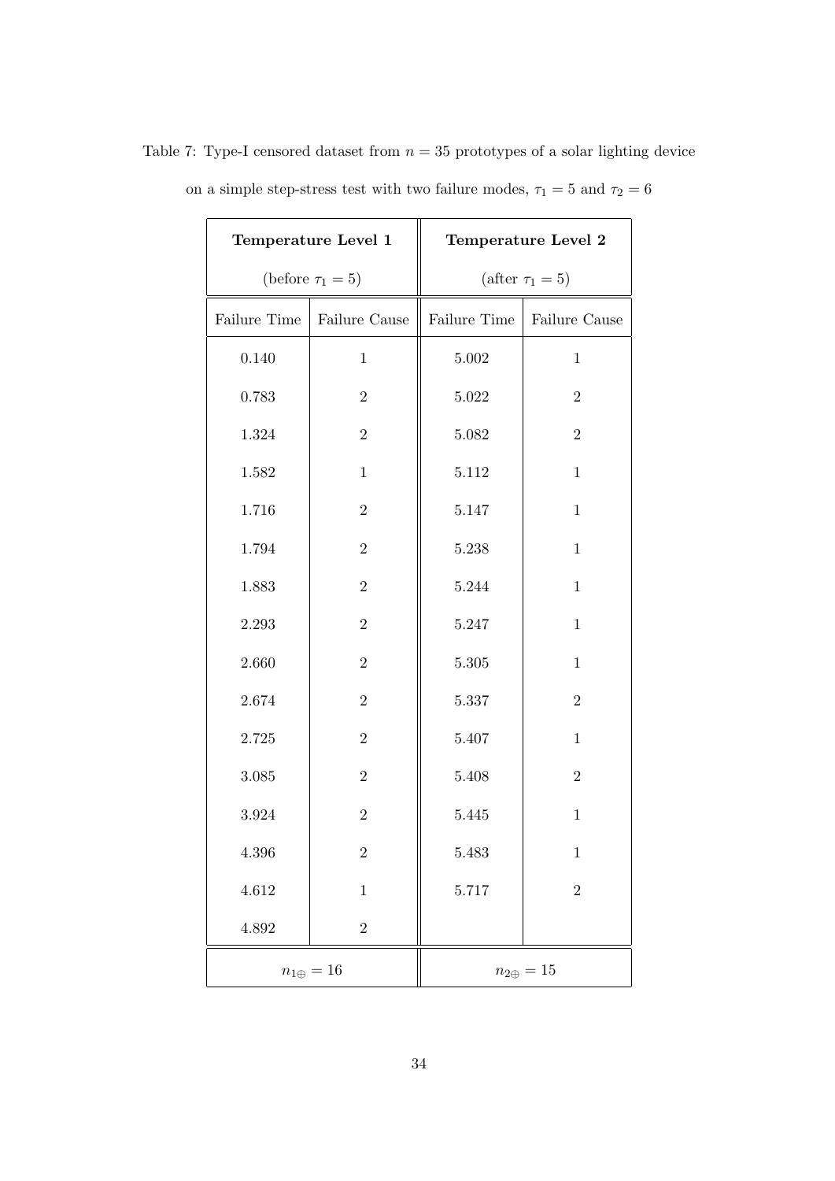Table 7: Type-I censored dataset from $n = 35$ prototypes of a solar lighting device on a simple step-stress test with two failure modes, $\tau_1 = 5$ and $\tau_2 = 6$

| **Temperature Level 1** (before $\tau_1 = 5$) | | **Temperature Level 2** (after $\tau_1 = 5$) | |
|---|---|---|---|
| Failure Time | Failure Cause | Failure Time | Failure Cause |
| 0.140 | 1 | 5.002 | 1 |
| 0.783 | 2 | 5.022 | 2 |
| 1.324 | 2 | 5.082 | 2 |
| 1.582 | 1 | 5.112 | 1 |
| 1.716 | 2 | 5.147 | 1 |
| 1.794 | 2 | 5.238 | 1 |
| 1.883 | 2 | 5.244 | 1 |
| 2.293 | 2 | 5.247 | 1 |
| 2.660 | 2 | 5.305 | 1 |
| 2.674 | 2 | 5.337 | 2 |
| 2.725 | 2 | 5.407 | 1 |
| 3.085 | 2 | 5.408 | 2 |
| 3.924 | 2 | 5.445 | 1 |
| 4.396 | 2 | 5.483 | 1 |
| 4.612 | 1 | 5.717 | 2 |
| 4.892 | 2 | | |
| $n_{1\oplus} = 16$ | | $n_{2\oplus} = 15$ | |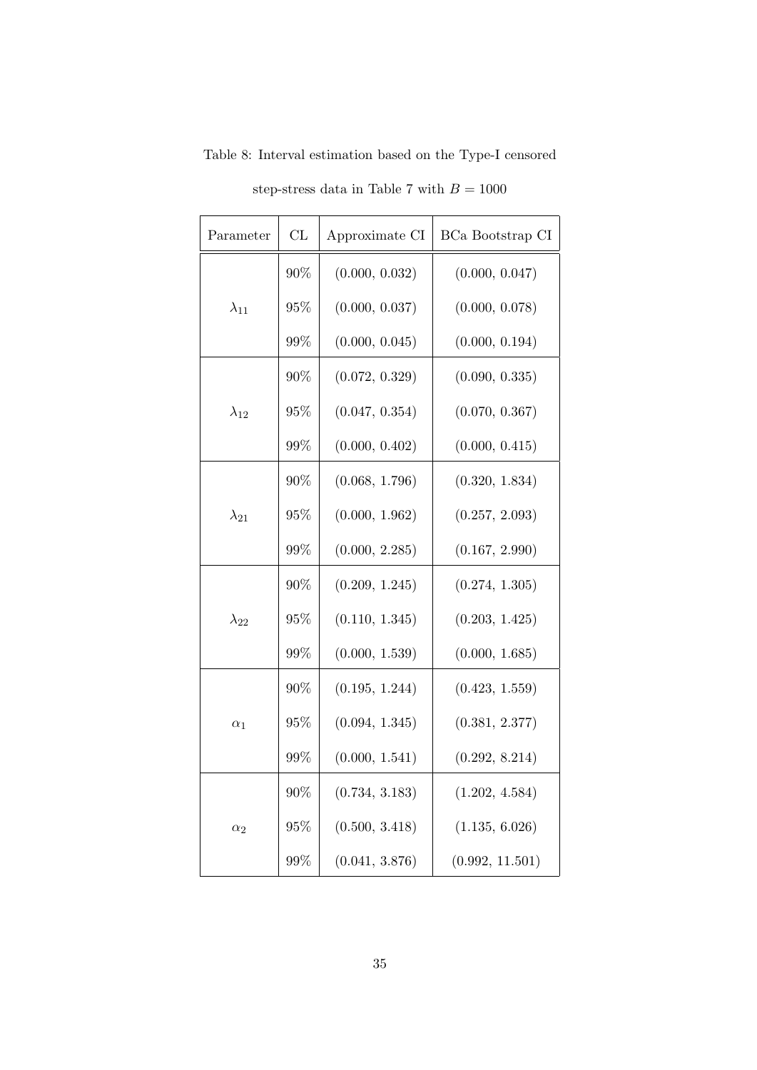Table 8: Interval estimation based on the Type-I censored step-stress data in Table 7 with $B = 1000$

| Parameter | CL | Approximate CI | BCa Bootstrap CI |
|---|---|---|---|
| $\lambda_{11}$ | 90% | (0.000, 0.032) | (0.000, 0.047) |
| | 95% | (0.000, 0.037) | (0.000, 0.078) |
| | 99% | (0.000, 0.045) | (0.000, 0.194) |
| $\lambda_{12}$ | 90% | (0.072, 0.329) | (0.090, 0.335) |
| | 95% | (0.047, 0.354) | (0.070, 0.367) |
| | 99% | (0.000, 0.402) | (0.000, 0.415) |
| $\lambda_{21}$ | 90% | (0.068, 1.796) | (0.320, 1.834) |
| | 95% | (0.000, 1.962) | (0.257, 2.093) |
| | 99% | (0.000, 2.285) | (0.167, 2.990) |
| $\lambda_{22}$ | 90% | (0.209, 1.245) | (0.274, 1.305) |
| | 95% | (0.110, 1.345) | (0.203, 1.425) |
| | 99% | (0.000, 1.539) | (0.000, 1.685) |
| $\alpha_1$ | 90% | (0.195, 1.244) | (0.423, 1.559) |
| | 95% | (0.094, 1.345) | (0.381, 2.377) |
| | 99% | (0.000, 1.541) | (0.292, 8.214) |
| $\alpha_2$ | 90% | (0.734, 3.183) | (1.202, 4.584) |
| | 95% | (0.500, 3.418) | (1.135, 6.026) |
| | 99% | (0.041, 3.876) | (0.992, 11.501) |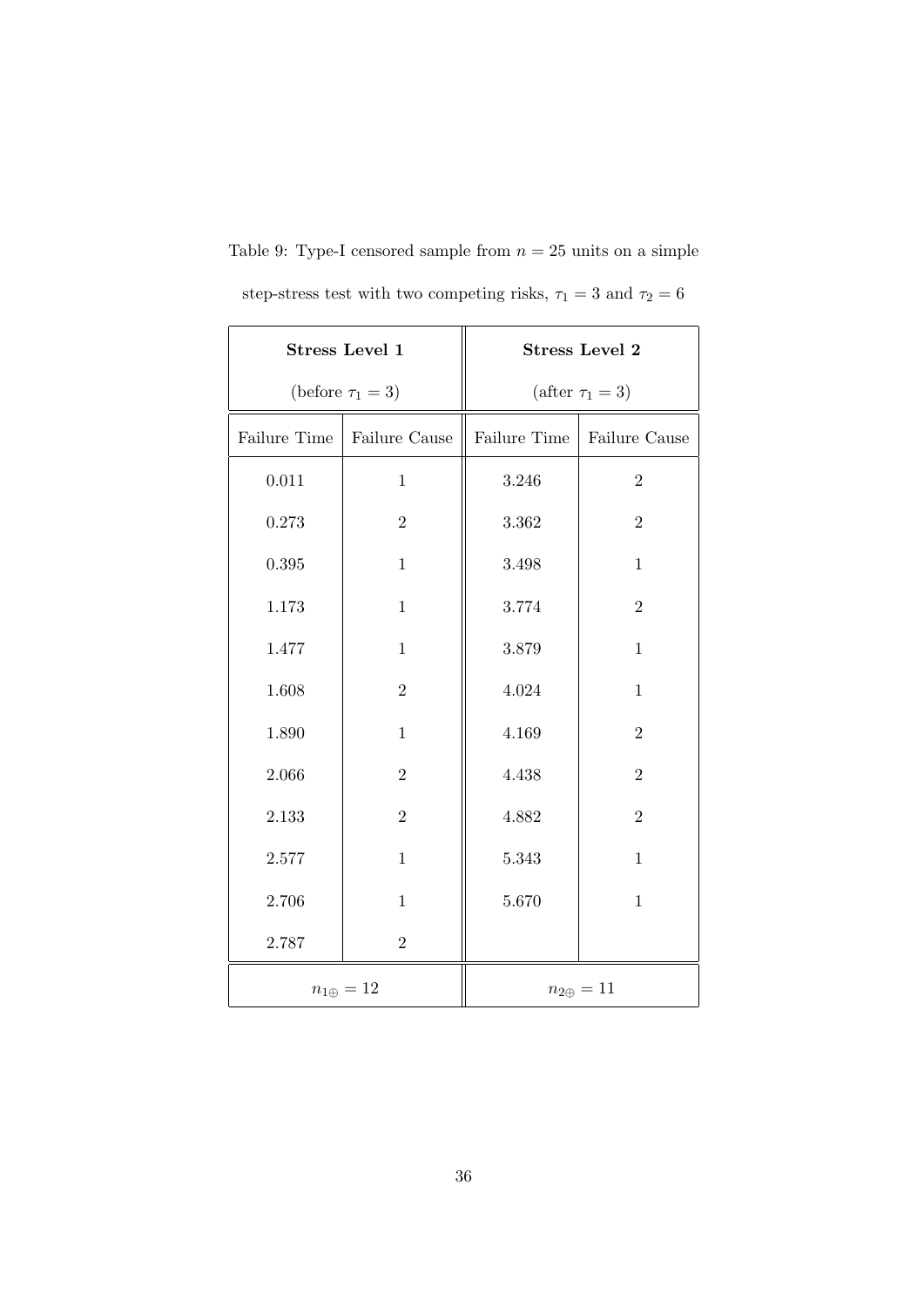Table 9: Type-I censored sample from $n = 25$ units on a simple step-stress test with two competing risks, $\tau_1 = 3$ and $\tau_2 = 6$

| **Stress Level 1** (before $\tau_1 = 3$) | | **Stress Level 2** (after $\tau_1 = 3$) | |
|---|---|---|---|
| Failure Time | Failure Cause | Failure Time | Failure Cause |
| 0.011 | 1 | 3.246 | 2 |
| 0.273 | 2 | 3.362 | 2 |
| 0.395 | 1 | 3.498 | 1 |
| 1.173 | 1 | 3.774 | 2 |
| 1.477 | 1 | 3.879 | 1 |
| 1.608 | 2 | 4.024 | 1 |
| 1.890 | 1 | 4.169 | 2 |
| 2.066 | 2 | 4.438 | 2 |
| 2.133 | 2 | 4.882 | 2 |
| 2.577 | 1 | 5.343 | 1 |
| 2.706 | 1 | 5.670 | 1 |
| 2.787 | 2 | | |
| $n_{1\oplus} = 12$ | | $n_{2\oplus} = 11$ | |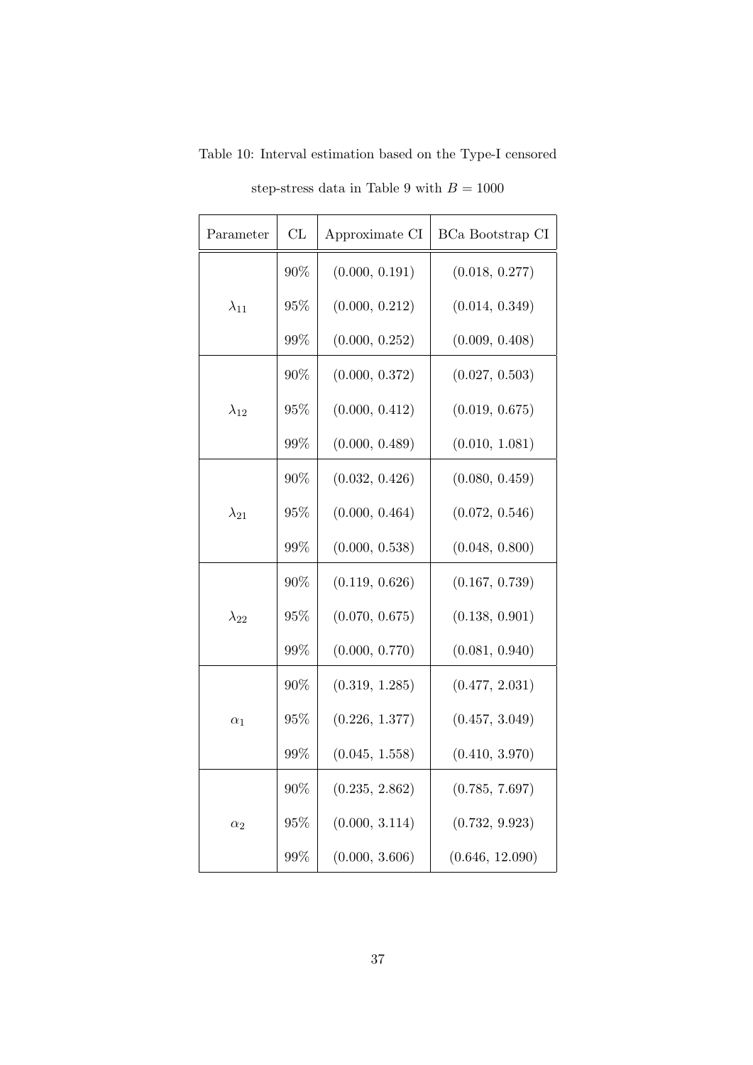Table 10: Interval estimation based on the Type-I censored step-stress data in Table 9 with $B = 1000$

| Parameter | CL | Approximate CI | BCa Bootstrap CI |
|---|---|---|---|
| $\lambda_{11}$ | 90% | (0.000, 0.191) | (0.018, 0.277) |
| | 95% | (0.000, 0.212) | (0.014, 0.349) |
| | 99% | (0.000, 0.252) | (0.009, 0.408) |
| $\lambda_{12}$ | 90% | (0.000, 0.372) | (0.027, 0.503) |
| | 95% | (0.000, 0.412) | (0.019, 0.675) |
| | 99% | (0.000, 0.489) | (0.010, 1.081) |
| $\lambda_{21}$ | 90% | (0.032, 0.426) | (0.080, 0.459) |
| | 95% | (0.000, 0.464) | (0.072, 0.546) |
| | 99% | (0.000, 0.538) | (0.048, 0.800) |
| $\lambda_{22}$ | 90% | (0.119, 0.626) | (0.167, 0.739) |
| | 95% | (0.070, 0.675) | (0.138, 0.901) |
| | 99% | (0.000, 0.770) | (0.081, 0.940) |
| $\alpha_1$ | 90% | (0.319, 1.285) | (0.477, 2.031) |
| | 95% | (0.226, 1.377) | (0.457, 3.049) |
| | 99% | (0.045, 1.558) | (0.410, 3.970) |
| $\alpha_2$ | 90% | (0.235, 2.862) | (0.785, 7.697) |
| | 95% | (0.000, 3.114) | (0.732, 9.923) |
| | 99% | (0.000, 3.606) | (0.646, 12.090) |